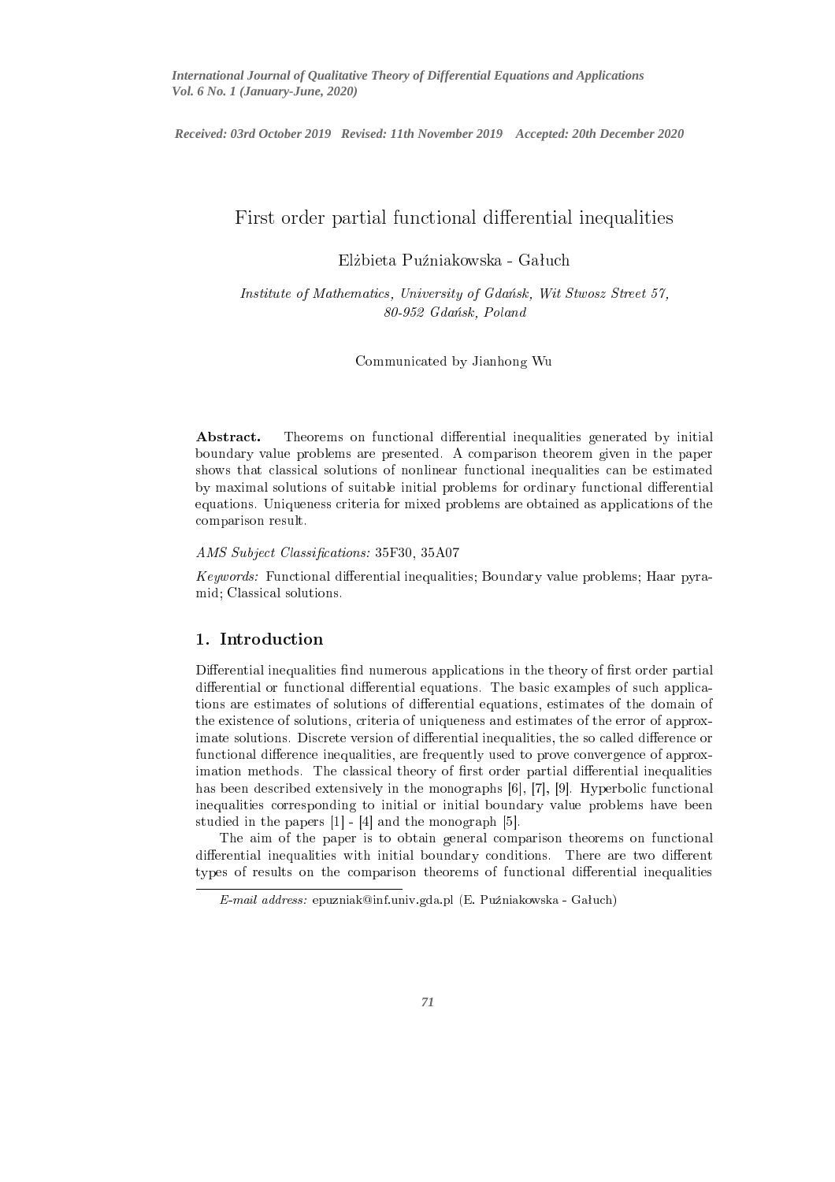*Received: 03rd October 2019 Revised: 11th November 2019 Accepted: 20th December 2020*

# First order partial functional differential inequalities

Elżbieta Puźniakowska - Gałuch

*Institute of Mathematics, University of Gdańsk, Wit Stwosz Street 57, 80-952 Gdańsk, Poland*

Communicated by Jianhong Wu

**Abstract.** Theorems on functional differential inequalities generated by initial boundary value problems are presented. A comparison theorem given in the paper shows that classical solutions of nonlinear functional inequalities can be estimated by maximal solutions of suitable initial problems for ordinary functional differential equations. Uniqueness criteria for mixed problems are obtained as applications of the comparison result.

*AMS Subject Classifications:* 35F30, 35A07

*Keywords:* Functional differential inequalities; Boundary value problems; Haar pyramid; Classical solutions.

## 1. Introduction

Differential inequalities find numerous applications in the theory of first order partial differential or functional differential equations. The basic examples of such applications are estimates of solutions of differential equations, estimates of the domain of the existence of solutions, criteria of uniqueness and estimates of the error of approximate solutions. Discrete version of differential inequalities, the so called difference or functional difference inequalities, are frequently used to prove convergence of approximation methods. The classical theory of first order partial differential inequalities has been described extensively in the monographs [6], [7], [9]. Hyperbolic functional inequalities corresponding to initial or initial boundary value problems have been studied in the papers [1] - [4] and the monograph [5].

The aim of the paper is to obtain general comparison theorems on functional differential inequalities with initial boundary conditions. There are two different types of results on the comparison theorems of functional differential inequalities

*E-mail address:* epuzniak@inf.univ.gda.pl (E. Puźniakowska - Gałuch)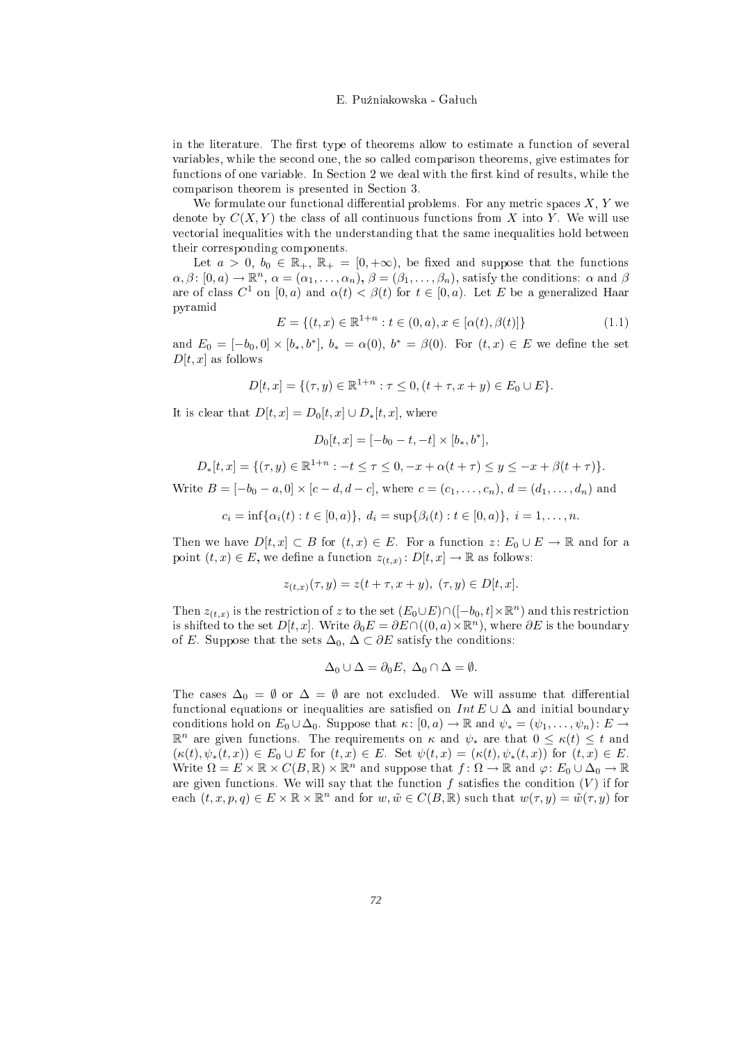in the literature. The first type of theorems allow to estimate a function of several variables, while the second one, the so called comparison theorems, give estimates for functions of one variable. In Section 2 we deal with the first kind of results, while the comparison theorem is presented in Section 3.

We formulate our functional differential problems. For any metric spaces $X$, $Y$ we denote by $C(X,Y)$ the class of all continuous functions from $X$ into $Y$. We will use vectorial inequalities with the understanding that the same inequalities hold between their corresponding components.

Let $a > 0$, $b_0 \in \mathbb{R}_+$, $\mathbb{R}_+ = [0,+\infty)$, be fixed and suppose that the functions $\alpha, \beta \colon [0,a) \to \mathbb{R}^n$, $\alpha = (\alpha_1, \ldots, \alpha_n)$, $\beta = (\beta_1, \ldots, \beta_n)$, satisfy the conditions: $\alpha$ and $\beta$ are of class $C^1$ on $[0,a)$ and $\alpha(t) < \beta(t)$ for $t \in [0,a)$. Let $E$ be a generalized Haar pyramid

$$E = \{(t,x) \in \mathbb{R}^{1+n} : t \in (0,a), x \in [\alpha(t), \beta(t)]\} \tag{1.1}$$

and $E_0 = [-b_0, 0] \times [b_*, b^*]$, $b_* = \alpha(0)$, $b^* = \beta(0)$. For $(t,x) \in E$ we define the set $D[t,x]$ as follows

$$D[t,x] = \{(\tau, y) \in \mathbb{R}^{1+n} : \tau \leq 0, (t+\tau, x+y) \in E_0 \cup E\}.$$

It is clear that $D[t,x] = D_0[t,x] \cup D_*[t,x]$, where

$$D_0[t,x] = [-b_0 - t, -t] \times [b_*, b^*],$$

$$D_*[t,x] = \{(\tau, y) \in \mathbb{R}^{1+n} : -t \leq \tau \leq 0, -x + \alpha(t+\tau) \leq y \leq -x + \beta(t+\tau)\}.$$

Write $B = [-b_0 - a, 0] \times [c - d, d - c]$, where $c = (c_1, \ldots, c_n)$, $d = (d_1, \ldots, d_n)$ and

$$c_i = \inf\{\alpha_i(t) : t \in [0,a)\}, \; d_i = \sup\{\beta_i(t) : t \in [0,a)\}, \; i = 1, \ldots, n.$$

Then we have $D[t,x] \subset B$ for $(t,x) \in E$. For a function $z \colon E_0 \cup E \to \mathbb{R}$ and for a point $(t,x) \in E$, we define a function $z_{(t,x)} \colon D[t,x] \to \mathbb{R}$ as follows:

$$z_{(t,x)}(\tau, y) = z(t+\tau, x+y), \; (\tau, y) \in D[t,x].$$

Then $z_{(t,x)}$ is the restriction of $z$ to the set $(E_0 \cup E) \cap ([-b_0, t] \times \mathbb{R}^n)$ and this restriction is shifted to the set $D[t,x]$. Write $\partial_0 E = \partial E \cap ((0,a) \times \mathbb{R}^n)$, where $\partial E$ is the boundary of $E$. Suppose that the sets $\Delta_0$, $\Delta \subset \partial E$ satisfy the conditions:

$$\Delta_0 \cup \Delta = \partial_0 E, \; \Delta_0 \cap \Delta = \emptyset.$$

The cases $\Delta_0 = \emptyset$ or $\Delta = \emptyset$ are not excluded. We will assume that differential functional equations or inequalities are satisfied on $Int\, E \cup \Delta$ and initial boundary conditions hold on $E_0 \cup \Delta_0$. Suppose that $\kappa \colon [0,a) \to \mathbb{R}$ and $\psi_* = (\psi_1, \ldots, \psi_n) \colon E \to \mathbb{R}^n$ are given functions. The requirements on $\kappa$ and $\psi_*$ are that $0 \leq \kappa(t) \leq t$ and $(\kappa(t), \psi_*(t,x)) \in E_0 \cup E$ for $(t,x) \in E$. Set $\psi(t,x) = (\kappa(t), \psi_*(t,x))$ for $(t,x) \in E$. Write $\Omega = E \times \mathbb{R} \times C(B, \mathbb{R}) \times \mathbb{R}^n$ and suppose that $f \colon \Omega \to \mathbb{R}$ and $\varphi \colon E_0 \cup \Delta_0 \to \mathbb{R}$ are given functions. We will say that the function $f$ satisfies the condition $(V)$ if for each $(t,x,p,q) \in E \times \mathbb{R} \times \mathbb{R}^n$ and for $w, \tilde{w} \in C(B, \mathbb{R})$ such that $w(\tau, y) = \tilde{w}(\tau, y)$ for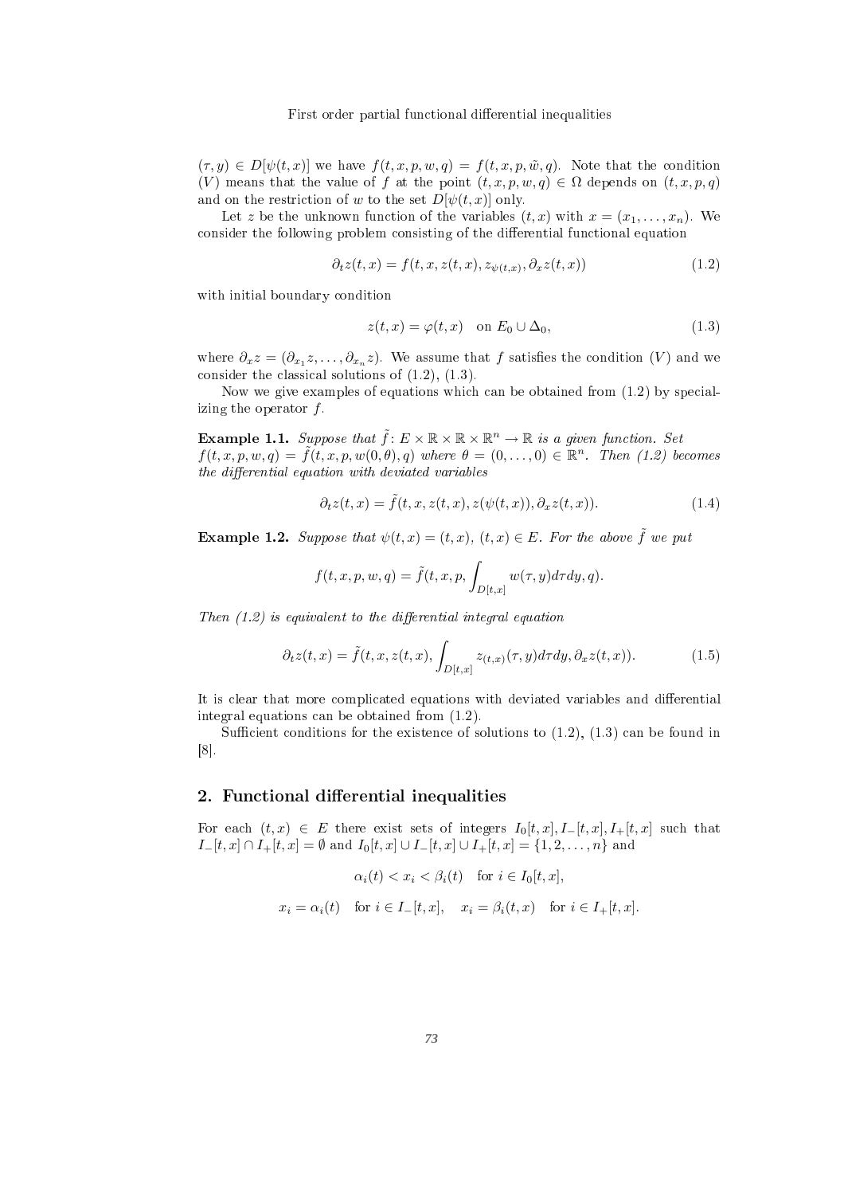$(\tau, y) \in D[\psi(t,x)]$ we have $f(t,x,p,w,q) = f(t,x,p,\tilde{w},q)$. Note that the condition $(V)$ means that the value of $f$ at the point $(t,x,p,w,q) \in \Omega$ depends on $(t,x,p,q)$ and on the restriction of $w$ to the set $D[\psi(t,x)]$ only.

Let $z$ be the unknown function of the variables $(t,x)$ with $x = (x_1, \ldots, x_n)$. We consider the following problem consisting of the differential functional equation

$$\partial_t z(t,x) = f(t,x,z(t,x), z_{\psi(t,x)}, \partial_x z(t,x)) \tag{1.2}$$

with initial boundary condition

$$z(t,x) = \varphi(t,x) \quad \text{on } E_0 \cup \Delta_0, \tag{1.3}$$

where $\partial_x z = (\partial_{x_1} z, \ldots, \partial_{x_n} z)$. We assume that $f$ satisfies the condition $(V)$ and we consider the classical solutions of (1.2), (1.3).

Now we give examples of equations which can be obtained from (1.2) by specializing the operator $f$.

**Example 1.1.** *Suppose that $\tilde{f}\colon E \times \mathbb{R} \times \mathbb{R} \times \mathbb{R}^n \to \mathbb{R}$ is a given function. Set $f(t,x,p,w,q) = \tilde{f}(t,x,p,w(0,\theta),q)$ where $\theta = (0,\ldots,0) \in \mathbb{R}^n$. Then (1.2) becomes the differential equation with deviated variables*

$$\partial_t z(t,x) = \tilde{f}(t,x,z(t,x), z(\psi(t,x)), \partial_x z(t,x)). \tag{1.4}$$

**Example 1.2.** *Suppose that $\psi(t,x) = (t,x)$, $(t,x) \in E$. For the above $\tilde{f}$ we put*

$$f(t,x,p,w,q) = \tilde{f}(t,x,p, \int_{D[t,x]} w(\tau,y)d\tau dy, q).$$

*Then (1.2) is equivalent to the differential integral equation*

$$\partial_t z(t,x) = \tilde{f}(t,x,z(t,x), \int_{D[t,x]} z_{(t,x)}(\tau,y)d\tau dy, \partial_x z(t,x)). \tag{1.5}$$

It is clear that more complicated equations with deviated variables and differential integral equations can be obtained from (1.2).

Sufficient conditions for the existence of solutions to (1.2), (1.3) can be found in [8].

## 2. Functional differential inequalities

For each $(t,x) \in E$ there exist sets of integers $I_0[t,x], I_-[t,x], I_+[t,x]$ such that $I_-[t,x] \cap I_+[t,x] = \emptyset$ and $I_0[t,x] \cup I_-[t,x] \cup I_+[t,x] = \{1,2,\ldots,n\}$ and

$$\alpha_i(t) < x_i < \beta_i(t) \quad \text{for } i \in I_0[t,x],$$

$$x_i = \alpha_i(t) \quad \text{for } i \in I_-[t,x], \quad x_i = \beta_i(t,x) \quad \text{for } i \in I_+[t,x].$$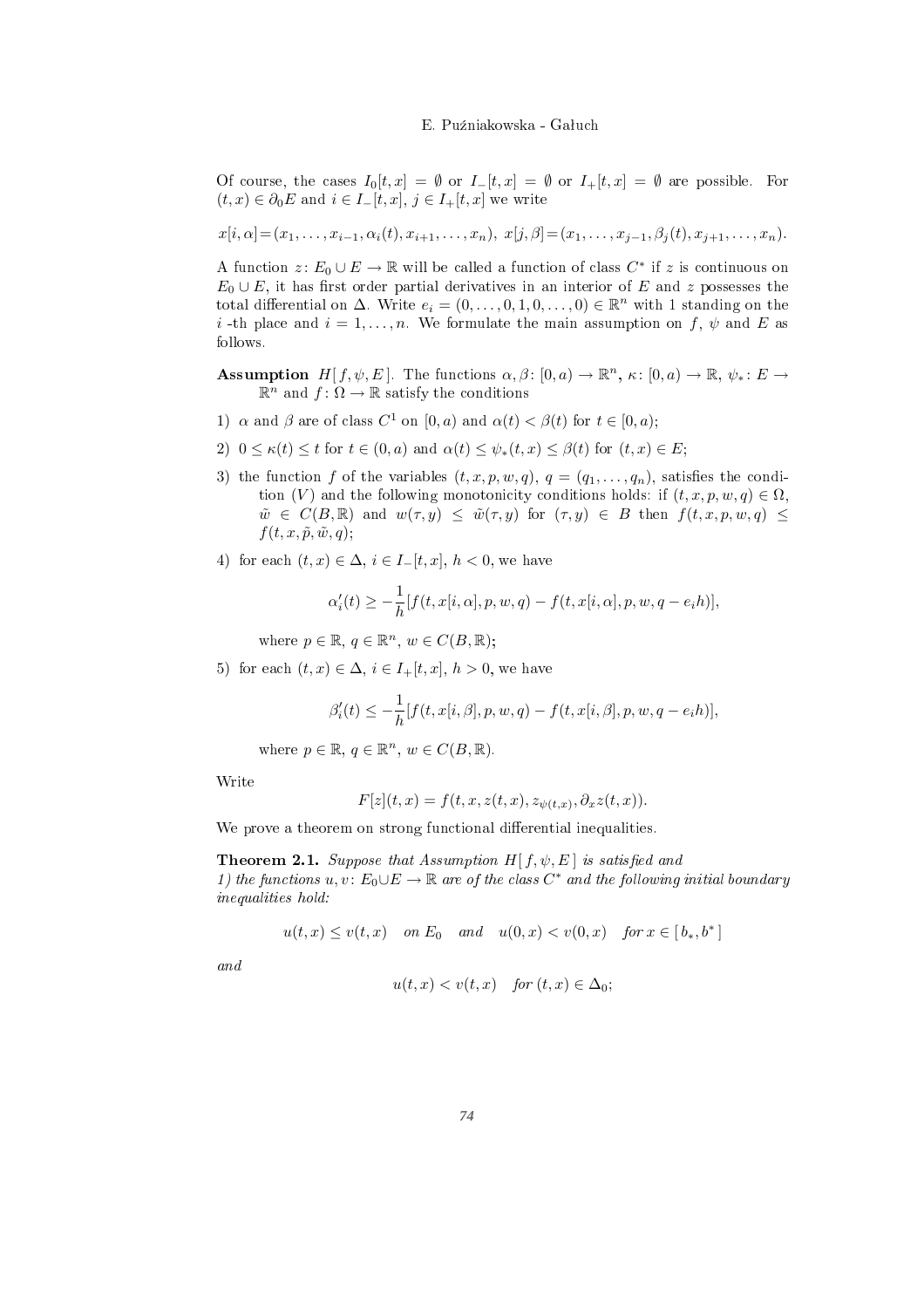Of course, the cases $I_0[t,x] = \emptyset$ or $I_-[t,x] = \emptyset$ or $I_+[t,x] = \emptyset$ are possible. For $(t,x) \in \partial_0 E$ and $i \in I_-[t,x]$, $j \in I_+[t,x]$ we write

$$x[i,\alpha] = (x_1, \ldots, x_{i-1}, \alpha_i(t), x_{i+1}, \ldots, x_n), \; x[j,\beta] = (x_1, \ldots, x_{j-1}, \beta_j(t), x_{j+1}, \ldots, x_n).$$

A function $z \colon E_0 \cup E \to \mathbb{R}$ will be called a function of class $C^*$ if $z$ is continuous on $E_0 \cup E$, it has first order partial derivatives in an interior of $E$ and $z$ possesses the total differential on $\Delta$. Write $e_i = (0, \ldots, 0, 1, 0, \ldots, 0) \in \mathbb{R}^n$ with 1 standing on the $i$ -th place and $i = 1, \ldots, n$. We formulate the main assumption on $f$, $\psi$ and $E$ as follows.

**Assumption** $H[f, \psi, E]$. The functions $\alpha, \beta \colon [0,a) \to \mathbb{R}^n$, $\kappa \colon [0,a) \to \mathbb{R}$, $\psi_* \colon E \to \mathbb{R}^n$ and $f \colon \Omega \to \mathbb{R}$ satisfy the conditions

1) $\alpha$ and $\beta$ are of class $C^1$ on $[0,a)$ and $\alpha(t) < \beta(t)$ for $t \in [0,a)$;

2) $0 \leq \kappa(t) \leq t$ for $t \in (0,a)$ and $\alpha(t) \leq \psi_*(t,x) \leq \beta(t)$ for $(t,x) \in E$;

3) the function $f$ of the variables $(t,x,p,w,q)$, $q = (q_1, \ldots, q_n)$, satisfies the condition $(V)$ and the following monotonicity conditions holds: if $(t,x,p,w,q) \in \Omega$, $\tilde{w} \in C(B,\mathbb{R})$ and $w(\tau,y) \leq \tilde{w}(\tau,y)$ for $(\tau,y) \in B$ then $f(t,x,p,w,q) \leq f(t,x,\tilde{p},\tilde{w},q)$;

4) for each $(t,x) \in \Delta$, $i \in I_-[t,x]$, $h < 0$, we have

$$\alpha_i'(t) \geq -\frac{1}{h}[f(t,x[i,\alpha],p,w,q) - f(t,x[i,\alpha],p,w,q - e_i h)],$$

where $p \in \mathbb{R}$, $q \in \mathbb{R}^n$, $w \in C(B,\mathbb{R})$;

5) for each $(t,x) \in \Delta$, $i \in I_+[t,x]$, $h > 0$, we have

$$\beta_i'(t) \leq -\frac{1}{h}[f(t,x[i,\beta],p,w,q) - f(t,x[i,\beta],p,w,q - e_i h)],$$

where $p \in \mathbb{R}$, $q \in \mathbb{R}^n$, $w \in C(B,\mathbb{R})$.

Write

$$F[z](t,x) = f(t,x,z(t,x),z_{\psi(t,x)},\partial_x z(t,x)).$$

We prove a theorem on strong functional differential inequalities.

**Theorem 2.1.** *Suppose that Assumption $H[f,\psi,E]$ is satisfied and*
*1) the functions $u, v \colon E_0 \cup E \to \mathbb{R}$ are of the class $C^*$ and the following initial boundary inequalities hold:*

$$u(t,x) \leq v(t,x) \quad \text{on } E_0 \quad \text{and} \quad u(0,x) < v(0,x) \quad \text{for } x \in [\,b_*, b^*\,]$$

*and*

$$u(t,x) < v(t,x) \quad \text{for } (t,x) \in \Delta_0;$$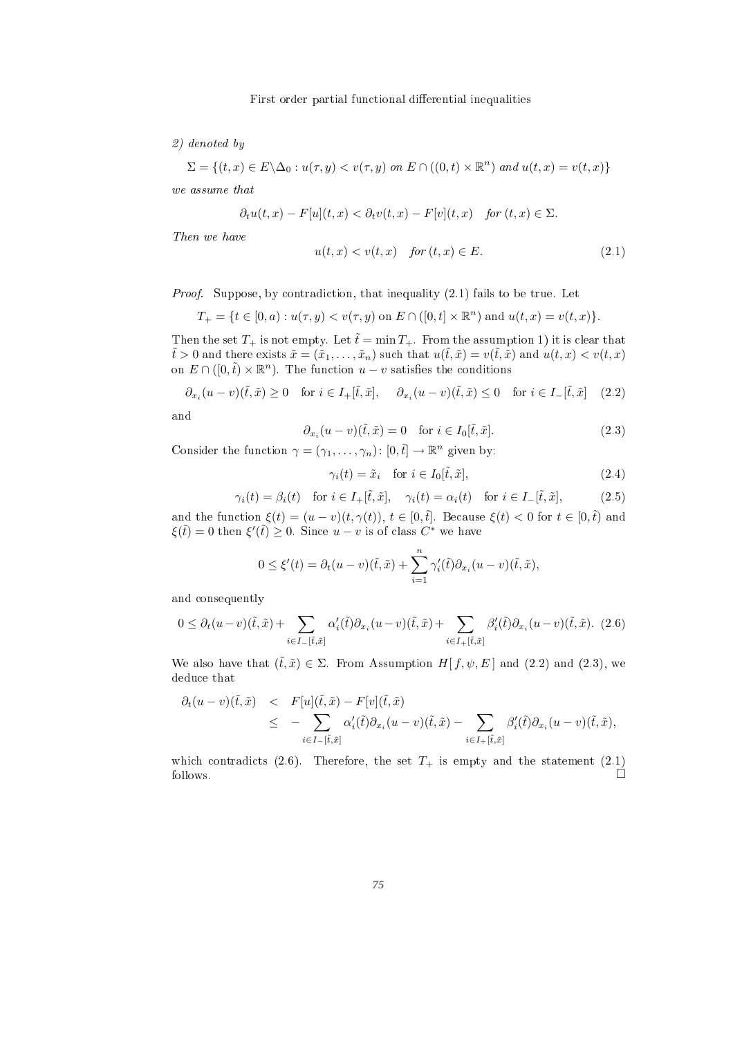*2) denoted by*

$$\Sigma = \{(t,x) \in E\backslash\Delta_0 : u(\tau,y) < v(\tau,y) \text{ on } E \cap ((0,t) \times \mathbb{R}^n) \text{ and } u(t,x) = v(t,x)\}$$

*we assume that*

$$\partial_t u(t,x) - F[u](t,x) < \partial_t v(t,x) - F[v](t,x) \quad \text{for } (t,x) \in \Sigma.$$

*Then we have*

$$u(t,x) < v(t,x) \quad \text{for } (t,x) \in E. \tag{2.1}$$

*Proof.* Suppose, by contradiction, that inequality (2.1) fails to be true. Let

$$T_+ = \{t \in [0,a) : u(\tau,y) < v(\tau,y) \text{ on } E \cap ([0,t] \times \mathbb{R}^n) \text{ and } u(t,x) = v(t,x)\}.$$

Then the set $T_+$ is not empty. Let $\tilde{t} = \min T_+$. From the assumption 1) it is clear that $\tilde{t} > 0$ and there exists $\tilde{x} = (\tilde{x}_1, \ldots, \tilde{x}_n)$ such that $u(\tilde{t},\tilde{x}) = v(\tilde{t},\tilde{x})$ and $u(t,x) < v(t,x)$ on $E \cap ([0,\tilde{t}) \times \mathbb{R}^n)$. The function $u - v$ satisfies the conditions

$$\partial_{x_i}(u-v)(\tilde{t},\tilde{x}) \geq 0 \quad \text{for } i \in I_+[\tilde{t},\tilde{x}], \qquad \partial_{x_i}(u-v)(\tilde{t},\tilde{x}) \leq 0 \quad \text{for } i \in I_-[\tilde{t},\tilde{x}] \tag{2.2}$$

and

$$\partial_{x_i}(u-v)(\tilde{t},\tilde{x}) = 0 \quad \text{for } i \in I_0[\tilde{t},\tilde{x}]. \tag{2.3}$$

Consider the function $\gamma = (\gamma_1, \ldots, \gamma_n) \colon [0,\tilde{t}] \to \mathbb{R}^n$ given by:

$$\gamma_i(t) = \tilde{x}_i \quad \text{for } i \in I_0[\tilde{t},\tilde{x}], \tag{2.4}$$

$$\gamma_i(t) = \beta_i(t) \quad \text{for } i \in I_+[\tilde{t},\tilde{x}], \quad \gamma_i(t) = \alpha_i(t) \quad \text{for } i \in I_-[\tilde{t},\tilde{x}], \tag{2.5}$$

and the function $\xi(t) = (u-v)(t,\gamma(t))$, $t \in [0,\tilde{t}]$. Because $\xi(t) < 0$ for $t \in [0,\tilde{t})$ and $\xi(\tilde{t}) = 0$ then $\xi'(\tilde{t}) \geq 0$. Since $u - v$ is of class $C^*$ we have

$$0 \leq \xi'(t) = \partial_t(u-v)(\tilde{t},\tilde{x}) + \sum_{i=1}^{n} \gamma_i'(\tilde{t})\partial_{x_i}(u-v)(\tilde{t},\tilde{x}),$$

and consequently

$$0 \leq \partial_t(u-v)(\tilde{t},\tilde{x}) + \sum_{i \in I_-[\tilde{t},\tilde{x}]} \alpha_i'(\tilde{t})\partial_{x_i}(u-v)(\tilde{t},\tilde{x}) + \sum_{i \in I_+[\tilde{t},\tilde{x}]} \beta_i'(\tilde{t})\partial_{x_i}(u-v)(\tilde{t},\tilde{x}). \tag{2.6}$$

We also have that $(\tilde{t},\tilde{x}) \in \Sigma$. From Assumption $H[\,f,\psi,E\,]$ and (2.2) and (2.3), we deduce that

$$\begin{aligned}
\partial_t(u-v)(\tilde{t},\tilde{x}) &< F[u](\tilde{t},\tilde{x}) - F[v](\tilde{t},\tilde{x}) \\
&\leq -\sum_{i \in I_-[\tilde{t},\tilde{x}]} \alpha_i'(\tilde{t})\partial_{x_i}(u-v)(\tilde{t},\tilde{x}) - \sum_{i \in I_+[\tilde{t},\tilde{x}]} \beta_i'(\tilde{t})\partial_{x_i}(u-v)(\tilde{t},\tilde{x}),
\end{aligned}$$

which contradicts (2.6). Therefore, the set $T_+$ is empty and the statement (2.1) follows. □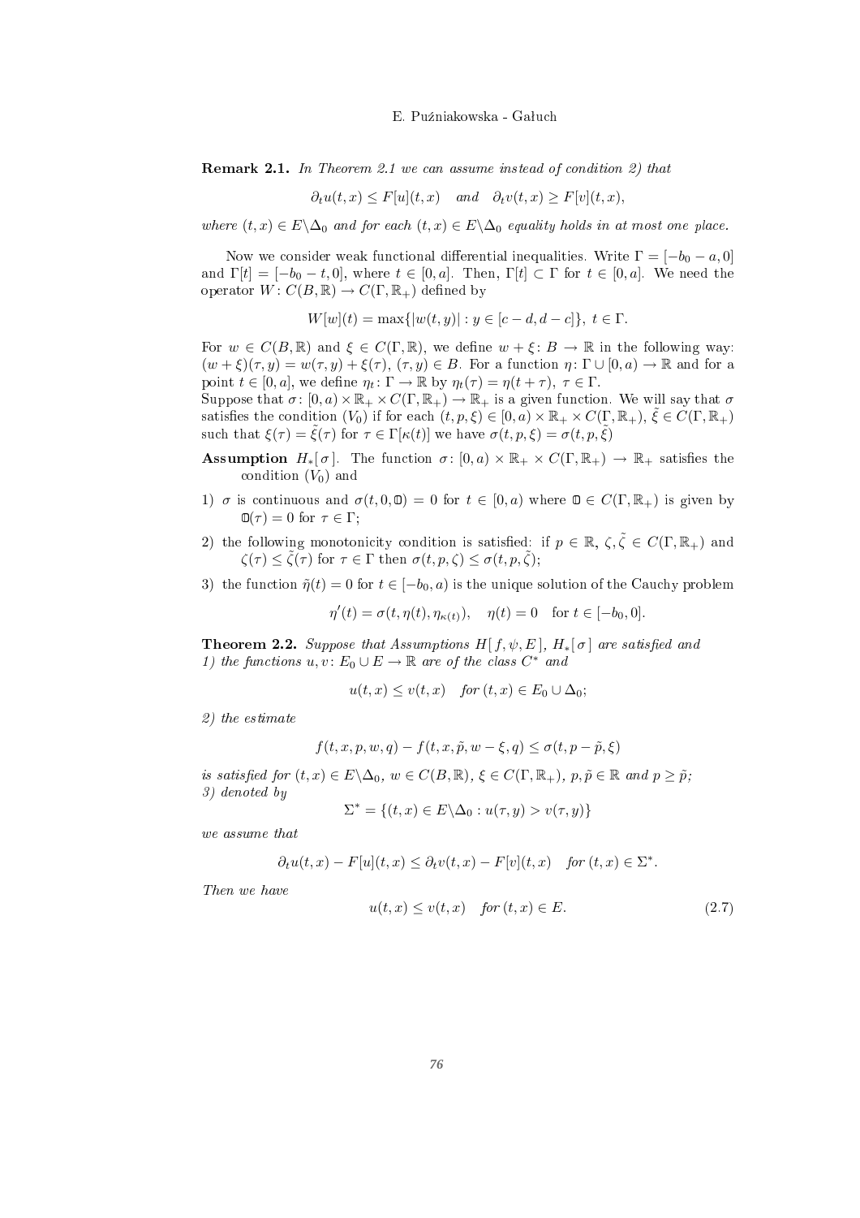**Remark 2.1.** *In Theorem 2.1 we can assume instead of condition 2) that*

$$\partial_t u(t,x) \le F[u](t,x) \quad \text{and} \quad \partial_t v(t,x) \ge F[v](t,x),$$

*where $(t,x) \in E \backslash \Delta_0$ and for each $(t,x) \in E \backslash \Delta_0$ equality holds in at most one place.*

Now we consider weak functional differential inequalities. Write $\Gamma = [-b_0 - a, 0]$ and $\Gamma[t] = [-b_0 - t, 0]$, where $t \in [0,a]$. Then, $\Gamma[t] \subset \Gamma$ for $t \in [0,a]$. We need the operator $W : C(B,\mathbb{R}) \to C(\Gamma, \mathbb{R}_+)$ defined by

$$W[w](t) = \max\{|w(t,y)| : y \in [c-d, d-c]\}, \ t \in \Gamma.$$

For $w \in C(B,\mathbb{R})$ and $\xi \in C(\Gamma,\mathbb{R})$, we define $w + \xi : B \to \mathbb{R}$ in the following way: $(w+\xi)(\tau,y) = w(\tau,y) + \xi(\tau)$, $(\tau,y) \in B$. For a function $\eta : \Gamma \cup [0,a) \to \mathbb{R}$ and for a point $t \in [0,a]$, we define $\eta_t : \Gamma \to \mathbb{R}$ by $\eta_t(\tau) = \eta(t+\tau)$, $\tau \in \Gamma$.
Suppose that $\sigma : [0,a) \times \mathbb{R}_+ \times C(\Gamma,\mathbb{R}_+) \to \mathbb{R}_+$ is a given function. We will say that $\sigma$ satisfies the condition $(V_0)$ if for each $(t,p,\xi) \in [0,a) \times \mathbb{R}_+ \times C(\Gamma,\mathbb{R}_+)$, $\tilde{\xi} \in C(\Gamma,\mathbb{R}_+)$ such that $\xi(\tau) = \tilde{\xi}(\tau)$ for $\tau \in \Gamma[\kappa(t)]$ we have $\sigma(t,p,\xi) = \sigma(t,p,\tilde{\xi})$

**Assumption** $H_*[\,\sigma\,]$. The function $\sigma : [0,a) \times \mathbb{R}_+ \times C(\Gamma,\mathbb{R}_+) \to \mathbb{R}_+$ satisfies the condition $(V_0)$ and

1) $\sigma$ is continuous and $\sigma(t,0,\mathbb{0}) = 0$ for $t \in [0,a)$ where $\mathbb{0} \in C(\Gamma,\mathbb{R}_+)$ is given by $\mathbb{0}(\tau) = 0$ for $\tau \in \Gamma$;

2) the following monotonicity condition is satisfied: if $p \in \mathbb{R}$, $\zeta, \tilde{\zeta} \in C(\Gamma,\mathbb{R}_+)$ and $\zeta(\tau) \le \tilde{\zeta}(\tau)$ for $\tau \in \Gamma$ then $\sigma(t,p,\zeta) \le \sigma(t,p,\tilde{\zeta})$;

3) the function $\tilde{\eta}(t) = 0$ for $t \in [-b_0, a)$ is the unique solution of the Cauchy problem

$$\eta'(t) = \sigma(t, \eta(t), \eta_{\kappa(t)}), \quad \eta(t) = 0 \quad \text{for } t \in [-b_0, 0].$$

**Theorem 2.2.** *Suppose that Assumptions $H[\,f,\psi,E\,]$, $H_*[\,\sigma\,]$ are satisfied and*
*1) the functions $u, v : E_0 \cup E \to \mathbb{R}$ are of the class $C^*$ and*

$$u(t,x) \le v(t,x) \quad \text{for } (t,x) \in E_0 \cup \Delta_0;$$

*2) the estimate*

$$f(t,x,p,w,q) - f(t,x,\tilde{p},w-\xi,q) \le \sigma(t, p-\tilde{p}, \xi)$$

*is satisfied for $(t,x) \in E \backslash \Delta_0$, $w \in C(B,\mathbb{R})$, $\xi \in C(\Gamma,\mathbb{R}_+)$, $p,\tilde{p} \in \mathbb{R}$ and $p \ge \tilde{p}$;*
*3) denoted by*

$$\Sigma^* = \{(t,x) \in E \backslash \Delta_0 : u(\tau,y) > v(\tau,y)\}$$

*we assume that*

$$\partial_t u(t,x) - F[u](t,x) \le \partial_t v(t,x) - F[v](t,x) \quad \text{for } (t,x) \in \Sigma^*.$$

*Then we have*

$$u(t,x) \le v(t,x) \quad \text{for } (t,x) \in E. \tag{2.7}$$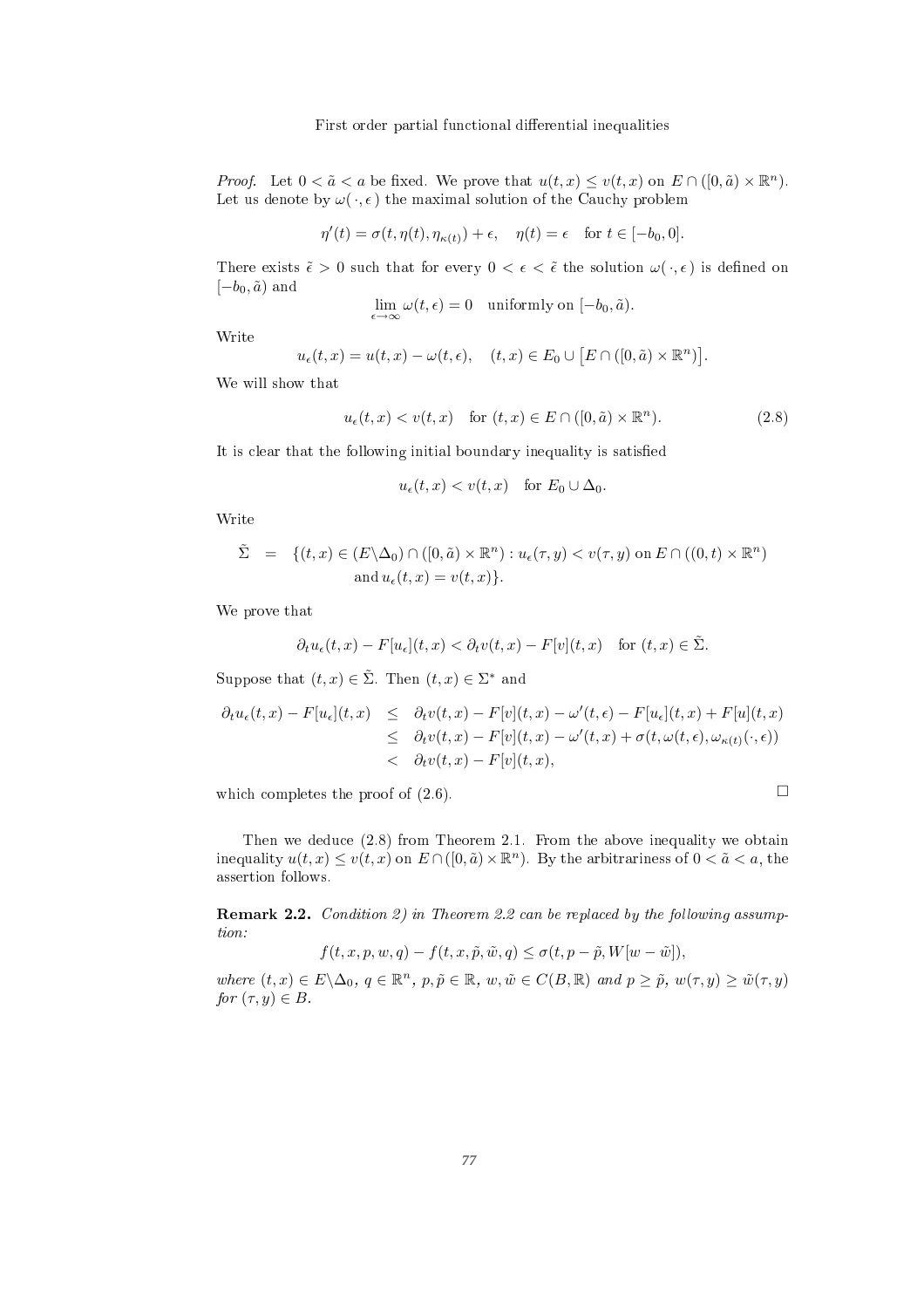*Proof.* Let $0 < \tilde{a} < a$ be fixed. We prove that $u(t,x) \le v(t,x)$ on $E \cap ([0,\tilde{a}) \times \mathbb{R}^n)$. Let us denote by $\omega(\,\cdot\,,\epsilon\,)$ the maximal solution of the Cauchy problem

$$\eta'(t) = \sigma(t, \eta(t), \eta_{\kappa(t)}) + \epsilon, \quad \eta(t) = \epsilon \quad \text{for } t \in [-b_0, 0].$$

There exists $\tilde{\epsilon} > 0$ such that for every $0 < \epsilon < \tilde{\epsilon}$ the solution $\omega(\,\cdot\,,\epsilon\,)$ is defined on $[-b_0, \tilde{a})$ and

$$\lim_{\epsilon \to \infty} \omega(t,\epsilon) = 0 \quad \text{uniformly on } [-b_0, \tilde{a}).$$

Write

$$u_\epsilon(t,x) = u(t,x) - \omega(t,\epsilon), \quad (t,x) \in E_0 \cup \left[E \cap ([0,\tilde{a}) \times \mathbb{R}^n)\right].$$

We will show that

$$u_\epsilon(t,x) < v(t,x) \quad \text{for } (t,x) \in E \cap ([0,\tilde{a}) \times \mathbb{R}^n). \tag{2.8}$$

It is clear that the following initial boundary inequality is satisfied

$$u_\epsilon(t,x) < v(t,x) \quad \text{for } E_0 \cup \Delta_0.$$

Write

$$\begin{aligned} \tilde{\Sigma} \;=\; \{(t,x) \in (E \backslash \Delta_0) \cap ([0,\tilde{a}) \times \mathbb{R}^n) : u_\epsilon(\tau,y) < v(\tau,y) \text{ on } E \cap ((0,t) \times \mathbb{R}^n) \\ \text{and } u_\epsilon(t,x) = v(t,x)\}. \end{aligned}$$

We prove that

$$\partial_t u_\epsilon(t,x) - F[u_\epsilon](t,x) < \partial_t v(t,x) - F[v](t,x) \quad \text{for } (t,x) \in \tilde{\Sigma}.$$

Suppose that $(t,x) \in \tilde{\Sigma}$. Then $(t,x) \in \Sigma^*$ and

$$\begin{aligned} \partial_t u_\epsilon(t,x) - F[u_\epsilon](t,x) &\le \partial_t v(t,x) - F[v](t,x) - \omega'(t,\epsilon) - F[u_\epsilon](t,x) + F[u](t,x) \\ &\le \partial_t v(t,x) - F[v](t,x) - \omega'(t,x) + \sigma(t, \omega(t,\epsilon), \omega_{\kappa(t)}(\cdot,\epsilon)) \\ &< \partial_t v(t,x) - F[v](t,x), \end{aligned}$$

which completes the proof of (2.6). $\square$

Then we deduce (2.8) from Theorem 2.1. From the above inequality we obtain inequality $u(t,x) \le v(t,x)$ on $E \cap ([0,\tilde{a}) \times \mathbb{R}^n)$. By the arbitrariness of $0 < \tilde{a} < a$, the assertion follows.

**Remark 2.2.** *Condition 2) in Theorem 2.2 can be replaced by the following assumption:*

$$f(t,x,p,w,q) - f(t,x,\tilde{p},\tilde{w},q) \le \sigma(t, p - \tilde{p}, W[w - \tilde{w}]),$$

*where $(t,x) \in E \backslash \Delta_0$, $q \in \mathbb{R}^n$, $p, \tilde{p} \in \mathbb{R}$, $w, \tilde{w} \in C(B,\mathbb{R})$ and $p \ge \tilde{p}$, $w(\tau,y) \ge \tilde{w}(\tau,y)$ for $(\tau,y) \in B$.*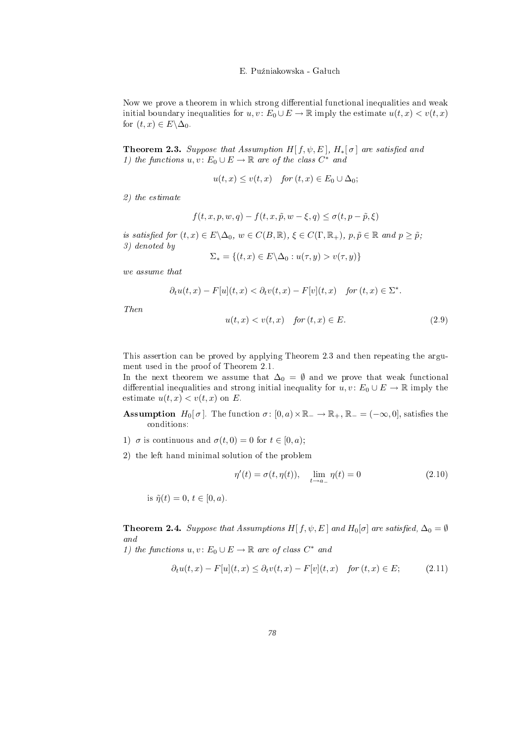Now we prove a theorem in which strong differential functional inequalities and weak initial boundary inequalities for $u, v \colon E_0 \cup E \to \mathbb{R}$ imply the estimate $u(t,x) < v(t,x)$ for $(t,x) \in E \backslash \Delta_0$.

**Theorem 2.3.** *Suppose that Assumption $H[\,f, \psi, E\,]$, $H_*[\,\sigma\,]$ are satisfied and*
*1) the functions $u, v \colon E_0 \cup E \to \mathbb{R}$ are of the class $C^*$ and*

$$u(t,x) \le v(t,x) \quad \text{for } (t,x) \in E_0 \cup \Delta_0;$$

*2) the estimate*

$$f(t,x,p,w,q) - f(t,x,\tilde{p}, w - \xi, q) \le \sigma(t, p - \tilde{p}, \xi)$$

*is satisfied for $(t,x) \in E\backslash\Delta_0$, $w \in C(B,\mathbb{R})$, $\xi \in C(\Gamma, \mathbb{R}_+)$, $p, \tilde{p} \in \mathbb{R}$ and $p \ge \tilde{p}$;*
*3) denoted by*

$$\Sigma_* = \{(t,x) \in E\backslash\Delta_0 : u(\tau,y) > v(\tau,y)\}$$

*we assume that*

$$\partial_t u(t,x) - F[u](t,x) < \partial_t v(t,x) - F[v](t,x) \quad \text{for } (t,x) \in \Sigma^*.$$

*Then*

$$u(t,x) < v(t,x) \quad \text{for } (t,x) \in E. \tag{2.9}$$

This assertion can be proved by applying Theorem 2.3 and then repeating the argument used in the proof of Theorem 2.1.

In the next theorem we assume that $\Delta_0 = \emptyset$ and we prove that weak functional differential inequalities and strong initial inequality for $u, v \colon E_0 \cup E \to \mathbb{R}$ imply the estimate $u(t,x) < v(t,x)$ on $E$.

**Assumption** $H_0[\,\sigma\,]$. The function $\sigma \colon [0,a) \times \mathbb{R}_- \to \mathbb{R}_+$, $\mathbb{R}_- = (-\infty, 0]$, satisfies the conditions:

1) $\sigma$ is continuous and $\sigma(t,0) = 0$ for $t \in [0,a)$;

2) the left hand minimal solution of the problem

$$\eta'(t) = \sigma(t, \eta(t)), \quad \lim_{t \to a_-} \eta(t) = 0 \tag{2.10}$$

is $\tilde{\eta}(t) = 0$, $t \in [0,a)$.

**Theorem 2.4.** *Suppose that Assumptions $H[\,f, \psi, E\,]$ and $H_0[\sigma]$ are satisfied, $\Delta_0 = \emptyset$ and*
*1) the functions $u, v \colon E_0 \cup E \to \mathbb{R}$ are of class $C^*$ and*

$$\partial_t u(t,x) - F[u](t,x) \le \partial_t v(t,x) - F[v](t,x) \quad \text{for } (t,x) \in E; \tag{2.11}$$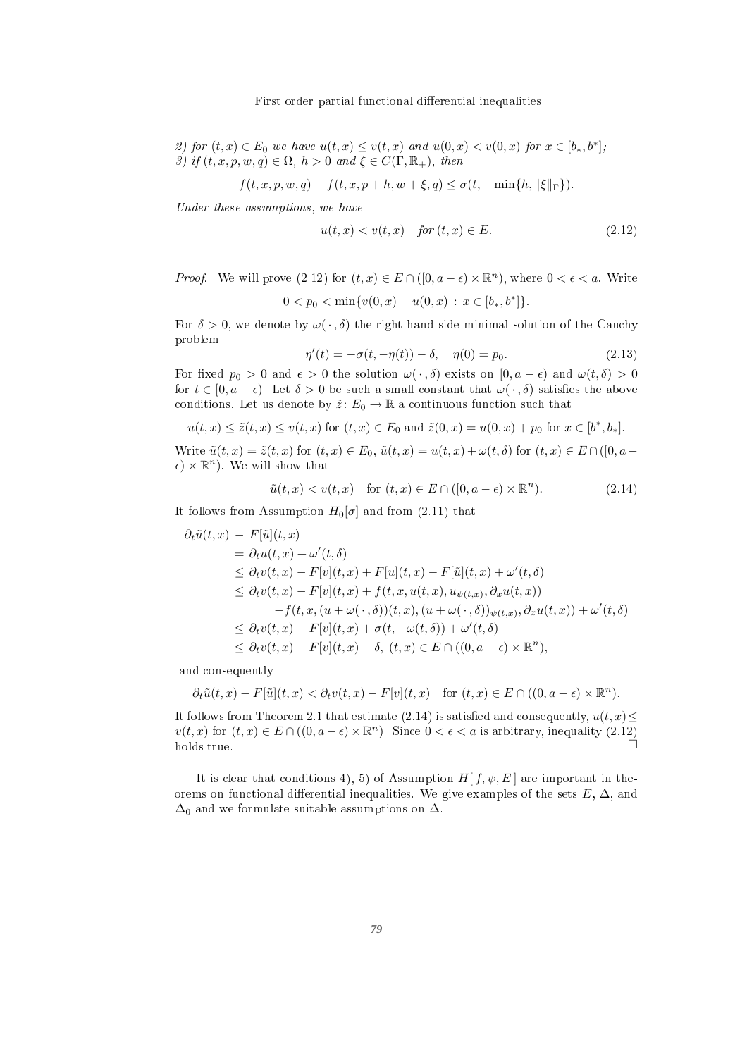*2) for $(t,x) \in E_0$ we have $u(t,x) \le v(t,x)$ and $u(0,x) < v(0,x)$ for $x \in [b_*, b^*]$;*
*3) if $(t,x,p,w,q) \in \Omega$, $h > 0$ and $\xi \in C(\Gamma, \mathbb{R}_+)$, then*

$$f(t,x,p,w,q) - f(t,x,p+h,w+\xi,q) \le \sigma(t, -\min\{h, \|\xi\|_\Gamma\}).$$

*Under these assumptions, we have*

$$u(t,x) < v(t,x) \quad \text{for } (t,x) \in E. \tag{2.12}$$

*Proof.* We will prove (2.12) for $(t,x) \in E \cap ([0, a-\epsilon) \times \mathbb{R}^n)$, where $0 < \epsilon < a$. Write

$$0 < p_0 < \min\{v(0,x) - u(0,x) \,:\, x \in [b_*, b^*]\}.$$

For $\delta > 0$, we denote by $\omega(\,\cdot\,, \delta)$ the right hand side minimal solution of the Cauchy problem

$$\eta'(t) = -\sigma(t, -\eta(t)) - \delta, \quad \eta(0) = p_0. \tag{2.13}$$

For fixed $p_0 > 0$ and $\epsilon > 0$ the solution $\omega(\,\cdot\,,\delta)$ exists on $[0, a-\epsilon)$ and $\omega(t,\delta) > 0$ for $t \in [0, a-\epsilon)$. Let $\delta > 0$ be such a small constant that $\omega(\,\cdot\,,\delta)$ satisfies the above conditions. Let us denote by $\tilde{z}\colon E_0 \to \mathbb{R}$ a continuous function such that

$$u(t,x) \le \tilde{z}(t,x) \le v(t,x) \text{ for } (t,x) \in E_0 \text{ and } \tilde{z}(0,x) = u(0,x) + p_0 \text{ for } x \in [b^*, b_*].$$

Write $\tilde{u}(t,x) = \tilde{z}(t,x)$ for $(t,x) \in E_0$, $\tilde{u}(t,x) = u(t,x) + \omega(t,\delta)$ for $(t,x) \in E \cap ([0, a-\epsilon) \times \mathbb{R}^n)$. We will show that

$$\tilde{u}(t,x) < v(t,x) \quad \text{for } (t,x) \in E \cap ([0, a-\epsilon) \times \mathbb{R}^n). \tag{2.14}$$

It follows from Assumption $H_0[\sigma]$ and from (2.11) that

$$\begin{aligned}
\partial_t \tilde{u}(t,x) \; - \; & F[\tilde{u}](t,x) \\
&= \partial_t u(t,x) + \omega'(t,\delta) \\
&\le \partial_t v(t,x) - F[v](t,x) + F[u](t,x) - F[\tilde{u}](t,x) + \omega'(t,\delta) \\
&\le \partial_t v(t,x) - F[v](t,x) + f(t,x,u(t,x),u_{\psi(t,x)},\partial_x u(t,x)) \\
&\qquad - f(t,x,(u+\omega(\,\cdot\,,\delta))(t,x),(u+\omega(\,\cdot\,,\delta))_{\psi(t,x)},\partial_x u(t,x)) + \omega'(t,\delta) \\
&\le \partial_t v(t,x) - F[v](t,x) + \sigma(t, -\omega(t,\delta)) + \omega'(t,\delta) \\
&\le \partial_t v(t,x) - F[v](t,x) - \delta, \; (t,x) \in E \cap ((0, a-\epsilon) \times \mathbb{R}^n),
\end{aligned}$$

and consequently

$$\partial_t \tilde{u}(t,x) - F[\tilde{u}](t,x) < \partial_t v(t,x) - F[v](t,x) \quad \text{for } (t,x) \in E \cap ((0, a-\epsilon) \times \mathbb{R}^n).$$

It follows from Theorem 2.1 that estimate (2.14) is satisfied and consequently, $u(t,x) \le v(t,x)$ for $(t,x) \in E \cap ((0, a-\epsilon) \times \mathbb{R}^n)$. Since $0 < \epsilon < a$ is arbitrary, inequality (2.12) holds true. $\square$

It is clear that conditions 4), 5) of Assumption $H[\,f, \psi, E\,]$ are important in theorems on functional differential inequalities. We give examples of the sets $E$, $\Delta$, and $\Delta_0$ and we formulate suitable assumptions on $\Delta$.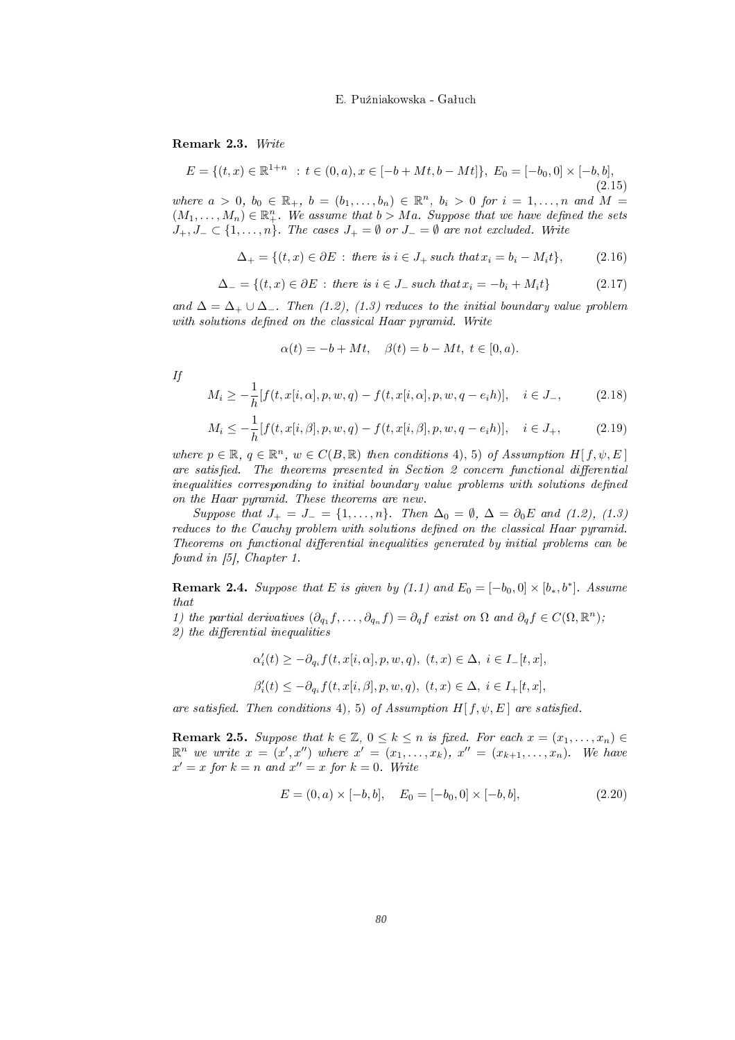**Remark 2.3.** *Write*

$$E = \{(t,x) \in \mathbb{R}^{1+n} \ : t \in (0,a), x \in [-b+Mt, b-Mt]\}, \ E_0 = [-b_0, 0] \times [-b,b], \tag{2.15}$$

*where* $a > 0$, $b_0 \in \mathbb{R}_+$, $b = (b_1, \ldots, b_n) \in \mathbb{R}^n$, $b_i > 0$ *for* $i = 1, \ldots, n$ *and* $M = (M_1, \ldots, M_n) \in \mathbb{R}^n_+$. *We assume that* $b > Ma$. *Suppose that we have defined the sets* $J_+, J_- \subset \{1, \ldots, n\}$. *The cases* $J_+ = \emptyset$ *or* $J_- = \emptyset$ *are not excluded. Write*

$$\Delta_+ = \{(t,x) \in \partial E \ : \ \text{there is } i \in J_+ \text{ such that } x_i = b_i - M_i t\}, \tag{2.16}$$

$$\Delta_- = \{(t,x) \in \partial E \ : \ \text{there is } i \in J_- \text{ such that } x_i = -b_i + M_i t\} \tag{2.17}$$

*and* $\Delta = \Delta_+ \cup \Delta_-$. *Then (1.2), (1.3) reduces to the initial boundary value problem with solutions defined on the classical Haar pyramid. Write*

$$\alpha(t) = -b + Mt, \quad \beta(t) = b - Mt, \ t \in [0,a).$$

*If*

$$M_i \geq -\frac{1}{h}[f(t, x[i,\alpha], p, w, q) - f(t, x[i,\alpha], p, w, q - e_i h)], \quad i \in J_-, \tag{2.18}$$

$$M_i \leq -\frac{1}{h}[f(t, x[i,\beta], p, w, q) - f(t, x[i,\beta], p, w, q - e_i h)], \quad i \in J_+, \tag{2.19}$$

*where* $p \in \mathbb{R}$, $q \in \mathbb{R}^n$, $w \in C(B, \mathbb{R})$ *then conditions 4), 5) of Assumption* $H[\, f, \psi, E\,]$ *are satisfied. The theorems presented in Section 2 concern functional differential inequalities corresponding to initial boundary value problems with solutions defined on the Haar pyramid. These theorems are new.*

*Suppose that* $J_+ = J_- = \{1, \ldots, n\}$. *Then* $\Delta_0 = \emptyset$, $\Delta = \partial_0 E$ *and (1.2), (1.3) reduces to the Cauchy problem with solutions defined on the classical Haar pyramid. Theorems on functional differential inequalities generated by initial problems can be found in [5], Chapter 1.*

**Remark 2.4.** *Suppose that* $E$ *is given by (1.1) and* $E_0 = [-b_0, 0] \times [b_*, b^*]$. *Assume that*

*1) the partial derivatives* $(\partial_{q_1} f, \ldots, \partial_{q_n} f) = \partial_q f$ *exist on* $\Omega$ *and* $\partial_q f \in C(\Omega, \mathbb{R}^n)$;
*2) the differential inequalities*

$$\alpha_i'(t) \geq -\partial_{q_i} f(t, x[i,\alpha], p, w, q), \ (t,x) \in \Delta, \ i \in I_-[t,x],$$

$$\beta_i'(t) \leq -\partial_{q_i} f(t, x[i,\beta], p, w, q), \ (t,x) \in \Delta, \ i \in I_+[t,x],$$

*are satisfied. Then conditions 4), 5) of Assumption* $H[\, f, \psi, E\,]$ *are satisfied.*

**Remark 2.5.** *Suppose that* $k \in \mathbb{Z}$, $0 \leq k \leq n$ *is fixed. For each* $x = (x_1, \ldots, x_n) \in \mathbb{R}^n$ *we write* $x = (x', x'')$ *where* $x' = (x_1, \ldots, x_k)$, $x'' = (x_{k+1}, \ldots, x_n)$. *We have* $x' = x$ *for* $k = n$ *and* $x'' = x$ *for* $k = 0$. *Write*

$$E = (0,a) \times [-b,b], \quad E_0 = [-b_0, 0] \times [-b,b], \tag{2.20}$$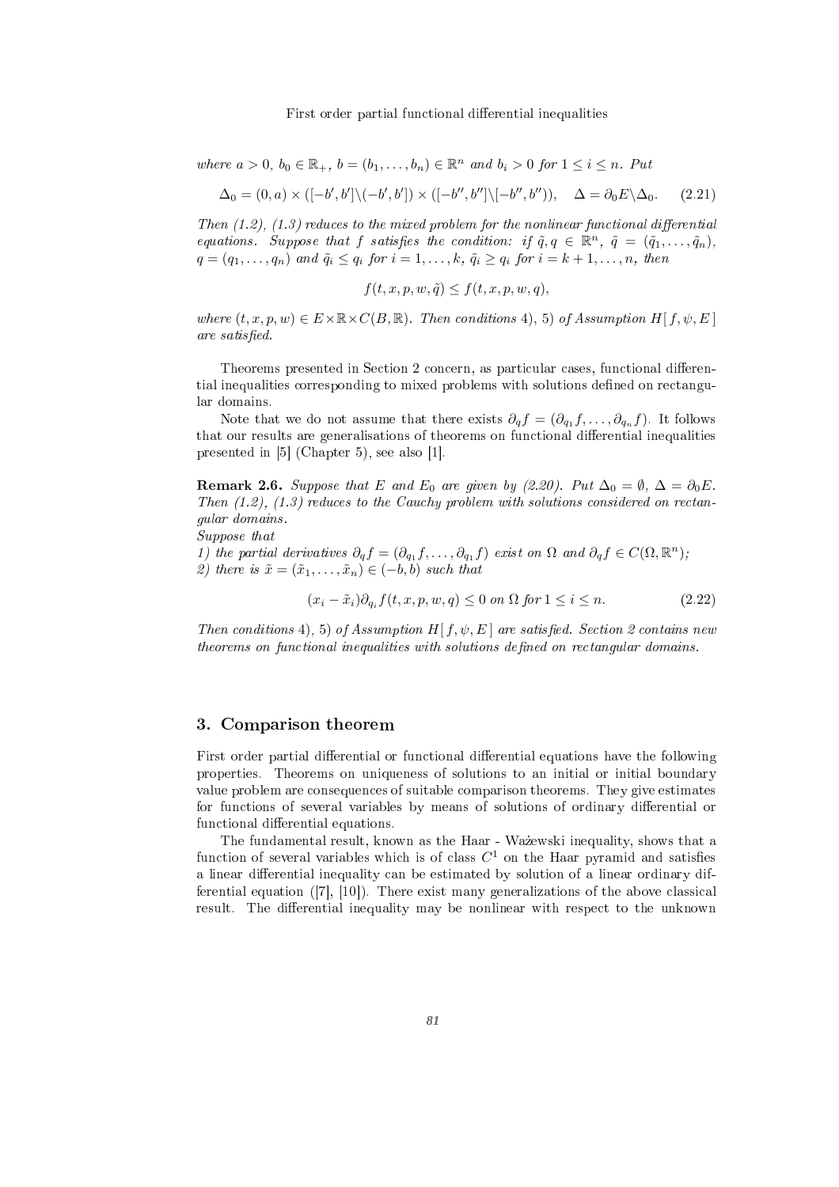*where $a > 0$, $b_0 \in \mathbb{R}_+$, $b = (b_1, \ldots, b_n) \in \mathbb{R}^n$ and $b_i > 0$ for $1 \le i \le n$. Put*

$$\Delta_0 = (0, a) \times ([-b', b'] \backslash (-b', b')) \times ([-b'', b''] \backslash [-b'', b'')), \quad \Delta = \partial_0 E \backslash \Delta_0. \tag{2.21}$$

*Then (1.2), (1.3) reduces to the mixed problem for the nonlinear functional differential equations. Suppose that $f$ satisfies the condition: if $\tilde{q}, q \in \mathbb{R}^n$, $\tilde{q} = (\tilde{q}_1, \ldots, \tilde{q}_n)$, $q = (q_1, \ldots, q_n)$ and $\tilde{q}_i \le q_i$ for $i = 1, \ldots, k$, $\tilde{q}_i \ge q_i$ for $i = k+1, \ldots, n$, then*

$$f(t, x, p, w, \tilde{q}) \le f(t, x, p, w, q),$$

*where $(t, x, p, w) \in E \times \mathbb{R} \times C(B, \mathbb{R})$. Then conditions 4), 5) of Assumption $H[f, \psi, E]$ are satisfied.*

Theorems presented in Section 2 concern, as particular cases, functional differential inequalities corresponding to mixed problems with solutions defined on rectangular domains.

Note that we do not assume that there exists $\partial_q f = (\partial_{q_1} f, \ldots, \partial_{q_n} f)$. It follows that our results are generalisations of theorems on functional differential inequalities presented in [5] (Chapter 5), see also [1].

**Remark 2.6.** *Suppose that $E$ and $E_0$ are given by (2.20). Put $\Delta_0 = \emptyset$, $\Delta = \partial_0 E$. Then (1.2), (1.3) reduces to the Cauchy problem with solutions considered on rectangular domains.*
*Suppose that*
*1) the partial derivatives $\partial_q f = (\partial_{q_1} f, \ldots, \partial_{q_1} f)$ exist on $\Omega$ and $\partial_q f \in C(\Omega, \mathbb{R}^n)$;*
*2) there is $\tilde{x} = (\tilde{x}_1, \ldots, \tilde{x}_n) \in (-b, b)$ such that*

$$(x_i - \tilde{x}_i)\partial_{q_i} f(t, x, p, w, q) \le 0 \text{ on } \Omega \text{ for } 1 \le i \le n. \tag{2.22}$$

*Then conditions 4), 5) of Assumption $H[f, \psi, E]$ are satisfied. Section 2 contains new theorems on functional inequalities with solutions defined on rectangular domains.*

## 3. Comparison theorem

First order partial differential or functional differential equations have the following properties. Theorems on uniqueness of solutions to an initial or initial boundary value problem are consequences of suitable comparison theorems. They give estimates for functions of several variables by means of solutions of ordinary differential or functional differential equations.

The fundamental result, known as the Haar - Ważewski inequality, shows that a function of several variables which is of class $C^1$ on the Haar pyramid and satisfies a linear differential inequality can be estimated by solution of a linear ordinary differential equation ([7], [10]). There exist many generalizations of the above classical result. The differential inequality may be nonlinear with respect to the unknown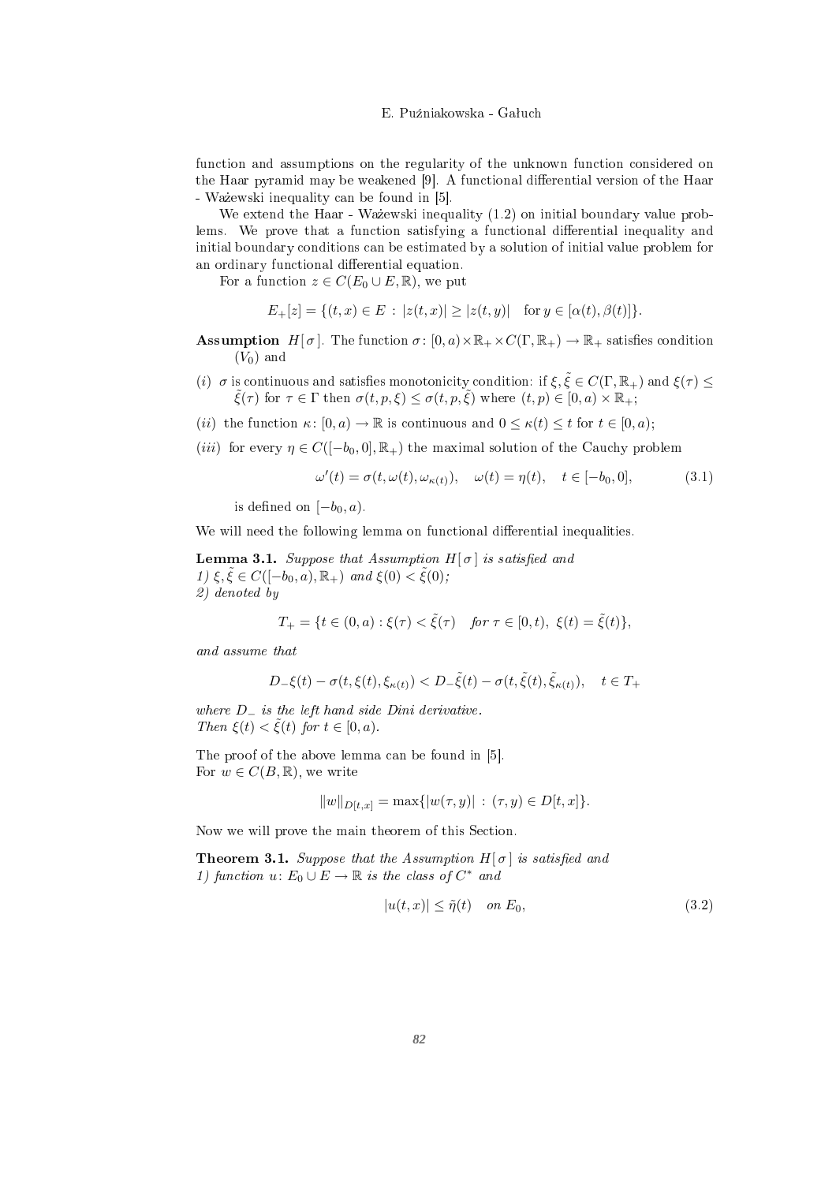function and assumptions on the regularity of the unknown function considered on the Haar pyramid may be weakened [9]. A functional differential version of the Haar - Ważewski inequality can be found in [5].

We extend the Haar - Ważewski inequality (1.2) on initial boundary value problems. We prove that a function satisfying a functional differential inequality and initial boundary conditions can be estimated by a solution of initial value problem for an ordinary functional differential equation.

For a function $z \in C(E_0 \cup E, \mathbb{R})$, we put

$$E_+[z] = \{(t,x) \in E \,:\, |z(t,x)| \geq |z(t,y)| \quad \text{for } y \in [\alpha(t), \beta(t)]\}.$$

**Assumption** $H[\,\sigma\,]$. The function $\sigma\colon [0,a) \times \mathbb{R}_+ \times C(\Gamma, \mathbb{R}_+) \to \mathbb{R}_+$ satisfies condition $(V_0)$ and

(*i*) $\sigma$ is continuous and satisfies monotonicity condition: if $\xi, \tilde{\xi} \in C(\Gamma, \mathbb{R}_+)$ and $\xi(\tau) \leq \tilde{\xi}(\tau)$ for $\tau \in \Gamma$ then $\sigma(t,p,\xi) \leq \sigma(t,p,\tilde{\xi})$ where $(t,p) \in [0,a) \times \mathbb{R}_+$;

(*ii*) the function $\kappa\colon [0,a) \to \mathbb{R}$ is continuous and $0 \leq \kappa(t) \leq t$ for $t \in [0,a)$;

(*iii*) for every $\eta \in C([-b_0, 0], \mathbb{R}_+)$ the maximal solution of the Cauchy problem

$$\omega'(t) = \sigma(t, \omega(t), \omega_{\kappa(t)}), \quad \omega(t) = \eta(t), \quad t \in [-b_0, 0], \tag{3.1}$$

is defined on $[-b_0, a)$.

We will need the following lemma on functional differential inequalities.

**Lemma 3.1.** *Suppose that Assumption $H[\,\sigma\,]$ is satisfied and*
*1) $\xi, \tilde{\xi} \in C([-b_0, a), \mathbb{R}_+)$ and $\xi(0) < \tilde{\xi}(0)$;*
*2) denoted by*

$$T_+ = \{t \in (0,a) : \xi(\tau) < \tilde{\xi}(\tau) \quad \textit{for } \tau \in [0,t),\ \xi(t) = \tilde{\xi}(t)\},$$

*and assume that*

$$D_-\xi(t) - \sigma(t, \xi(t), \xi_{\kappa(t)}) < D_-\tilde{\xi}(t) - \sigma(t, \tilde{\xi}(t), \tilde{\xi}_{\kappa(t)}), \quad t \in T_+$$

*where $D_-$ is the left hand side Dini derivative.*
*Then $\xi(t) < \tilde{\xi}(t)$ for $t \in [0,a)$.*

The proof of the above lemma can be found in [5].
For $w \in C(B, \mathbb{R})$, we write

$$\|w\|_{D[t,x]} = \max\{|w(\tau,y)| \,:\, (\tau,y) \in D[t,x]\}.$$

Now we will prove the main theorem of this Section.

**Theorem 3.1.** *Suppose that the Assumption $H[\,\sigma\,]$ is satisfied and*
*1) function $u\colon E_0 \cup E \to \mathbb{R}$ is the class of $C^*$ and*

$$|u(t,x)| \leq \tilde{\eta}(t) \quad \textit{on } E_0, \tag{3.2}$$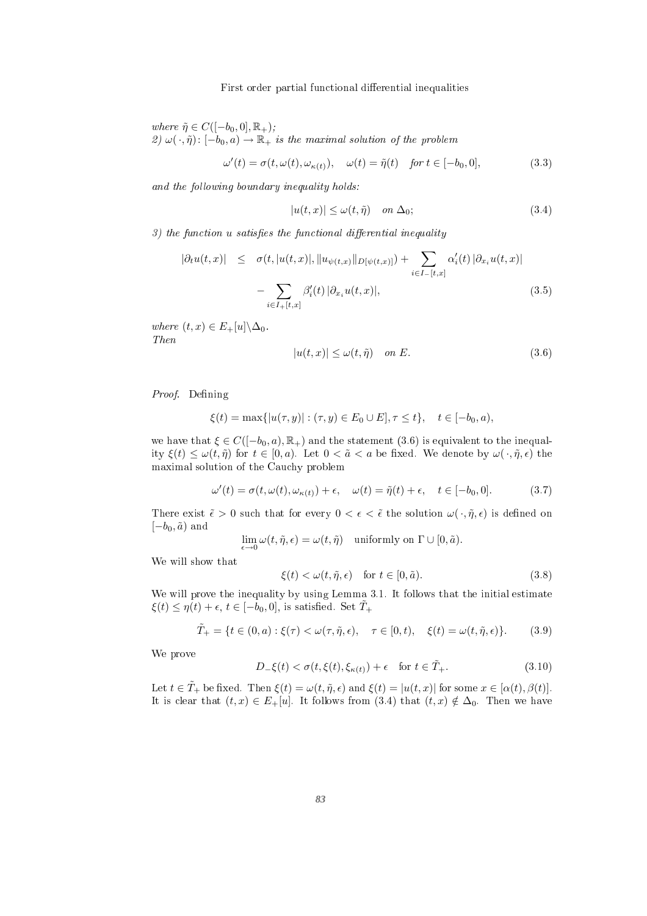*where* $\tilde{\eta} \in C([-b_0, 0], \mathbb{R}_+)$*;*
*2)* $\omega(\,\cdot\,, \tilde{\eta})\colon [-b_0, a) \to \mathbb{R}_+$ *is the maximal solution of the problem*

$$\omega'(t) = \sigma(t, \omega(t), \omega_{\kappa(t)}), \quad \omega(t) = \tilde{\eta}(t) \quad \text{for } t \in [-b_0, 0], \tag{3.3}$$

*and the following boundary inequality holds:*

$$|u(t, x)| \leq \omega(t, \tilde{\eta}) \quad \text{on } \Delta_0; \tag{3.4}$$

*3) the function* $u$ *satisfies the functional differential inequality*

$$\begin{aligned} |\partial_t u(t, x)| \quad &\leq \quad \sigma(t, |u(t, x)|, \|u_{\psi(t,x)}\|_{D[\psi(t,x)]}) + \sum_{i \in I_-[t,x]} \alpha_i'(t)\, |\partial_{x_i} u(t, x)| \\ &\quad - \sum_{i \in I_+[t,x]} \beta_i'(t)\, |\partial_{x_i} u(t, x)|, \end{aligned} \tag{3.5}$$

*where* $(t, x) \in E_+[u] \backslash \Delta_0$*.*
*Then*

$$|u(t, x)| \leq \omega(t, \tilde{\eta}) \quad \text{on } E. \tag{3.6}$$

*Proof.* Defining

$$\xi(t) = \max\{|u(\tau, y)| : (\tau, y) \in E_0 \cup E], \tau \leq t\}, \quad t \in [-b_0, a),$$

we have that $\xi \in C([-b_0, a), \mathbb{R}_+)$ and the statement (3.6) is equivalent to the inequality $\xi(t) \leq \omega(t, \tilde{\eta})$ for $t \in [0, a)$. Let $0 < \tilde{a} < a$ be fixed. We denote by $\omega(\,\cdot\,, \tilde{\eta}, \epsilon)$ the maximal solution of the Cauchy problem

$$\omega'(t) = \sigma(t, \omega(t), \omega_{\kappa(t)}) + \epsilon, \quad \omega(t) = \tilde{\eta}(t) + \epsilon, \quad t \in [-b_0, 0]. \tag{3.7}$$

There exist $\tilde{\epsilon} > 0$ such that for every $0 < \epsilon < \tilde{\epsilon}$ the solution $\omega(\,\cdot\,, \tilde{\eta}, \epsilon)$ is defined on $[-b_0, \tilde{a})$ and

$$\lim_{\epsilon \to 0} \omega(t, \tilde{\eta}, \epsilon) = \omega(t, \tilde{\eta}) \quad \text{uniformly on } \Gamma \cup [0, \tilde{a}).$$

We will show that

$$\xi(t) < \omega(t, \tilde{\eta}, \epsilon) \quad \text{for } t \in [0, \tilde{a}). \tag{3.8}$$

We will prove the inequality by using Lemma 3.1. It follows that the initial estimate $\xi(t) \leq \eta(t) + \epsilon$, $t \in [-b_0, 0]$, is satisfied. Set $\tilde{T}_+$

$$\tilde{T}_+ = \{t \in (0, a) : \xi(\tau) < \omega(\tau, \tilde{\eta}, \epsilon), \quad \tau \in [0, t), \quad \xi(t) = \omega(t, \tilde{\eta}, \epsilon)\}. \tag{3.9}$$

We prove

$$D_-\xi(t) < \sigma(t, \xi(t), \xi_{\kappa(t)}) + \epsilon \quad \text{for } t \in \tilde{T}_+. \tag{3.10}$$

Let $t \in \tilde{T}_+$ be fixed. Then $\xi(t) = \omega(t, \tilde{\eta}, \epsilon)$ and $\xi(t) = |u(t, x)|$ for some $x \in [\alpha(t), \beta(t)]$. It is clear that $(t, x) \in E_+[u]$. It follows from (3.4) that $(t, x) \notin \Delta_0$. Then we have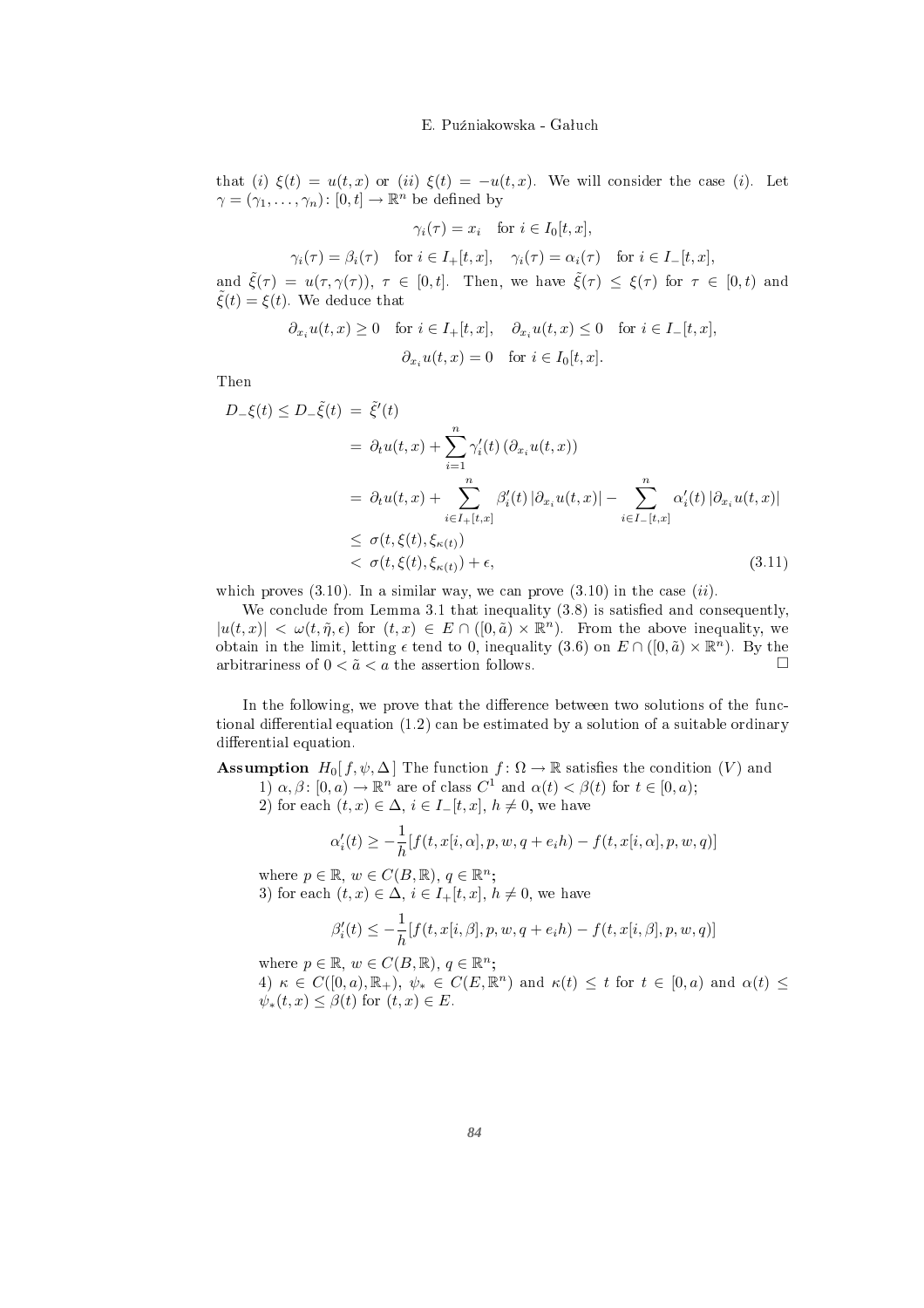that $(i)$ $\xi(t) = u(t,x)$ or $(ii)$ $\xi(t) = -u(t,x)$. We will consider the case $(i)$. Let $\gamma = (\gamma_1, \ldots, \gamma_n) \colon [0,t] \to \mathbb{R}^n$ be defined by

$$\gamma_i(\tau) = x_i \quad \text{for } i \in I_0[t,x],$$

$$\gamma_i(\tau) = \beta_i(\tau) \quad \text{for } i \in I_+[t,x], \quad \gamma_i(\tau) = \alpha_i(\tau) \quad \text{for } i \in I_-[t,x],$$

and $\tilde{\xi}(\tau) = u(\tau, \gamma(\tau))$, $\tau \in [0,t]$. Then, we have $\tilde{\xi}(\tau) \le \xi(\tau)$ for $\tau \in [0,t)$ and $\tilde{\xi}(t) = \xi(t)$. We deduce that

$$\partial_{x_i} u(t,x) \ge 0 \quad \text{for } i \in I_+[t,x], \quad \partial_{x_i} u(t,x) \le 0 \quad \text{for } i \in I_-[t,x],$$

$$\partial_{x_i} u(t,x) = 0 \quad \text{for } i \in I_0[t,x].$$

Then

$$\begin{aligned}
D_-\xi(t) \le D_-\tilde{\xi}(t) &= \tilde{\xi}'(t) \\
&= \partial_t u(t,x) + \sum_{i=1}^n \gamma_i'(t) \left(\partial_{x_i} u(t,x)\right) \\
&= \partial_t u(t,x) + \sum_{i \in I_+[t,x]}^n \beta_i'(t) \left|\partial_{x_i} u(t,x)\right| - \sum_{i \in I_-[t,x]}^n \alpha_i'(t) \left|\partial_{x_i} u(t,x)\right| \\
&\le \sigma(t, \xi(t), \xi_{\kappa(t)}) \\
&< \sigma(t, \xi(t), \xi_{\kappa(t)}) + \epsilon,
\end{aligned} \tag{3.11}$$

which proves (3.10). In a similar way, we can prove (3.10) in the case $(ii)$.

We conclude from Lemma 3.1 that inequality (3.8) is satisfied and consequently, $|u(t,x)| < \omega(t, \tilde{\eta}, \epsilon)$ for $(t,x) \in E \cap ([0,\tilde{a}) \times \mathbb{R}^n)$. From the above inequality, we obtain in the limit, letting $\epsilon$ tend to 0, inequality (3.6) on $E \cap ([0,\tilde{a}) \times \mathbb{R}^n)$. By the arbitrariness of $0 < \tilde{a} < a$ the assertion follows. □

In the following, we prove that the difference between two solutions of the functional differential equation (1.2) can be estimated by a solution of a suitable ordinary differential equation.

**Assumption** $H_0[f, \psi, \Delta]$ The function $f \colon \Omega \to \mathbb{R}$ satisfies the condition $(V)$ and

1) $\alpha, \beta \colon [0,a) \to \mathbb{R}^n$ are of class $C^1$ and $\alpha(t) < \beta(t)$ for $t \in [0,a)$;

2) for each $(t,x) \in \Delta$, $i \in I_-[t,x]$, $h \ne 0$, we have

$$\alpha_i'(t) \ge -\frac{1}{h}[f(t, x[i,\alpha], p, w, q + e_i h) - f(t, x[i,\alpha], p, w, q)]$$

where $p \in \mathbb{R}$, $w \in C(B, \mathbb{R})$, $q \in \mathbb{R}^n$;

3) for each $(t,x) \in \Delta$, $i \in I_+[t,x]$, $h \ne 0$, we have

$$\beta_i'(t) \le -\frac{1}{h}[f(t, x[i,\beta], p, w, q + e_i h) - f(t, x[i,\beta], p, w, q)]$$

where $p \in \mathbb{R}$, $w \in C(B, \mathbb{R})$, $q \in \mathbb{R}^n$;

4) $\kappa \in C([0,a), \mathbb{R}_+)$, $\psi_* \in C(E, \mathbb{R}^n)$ and $\kappa(t) \le t$ for $t \in [0,a)$ and $\alpha(t) \le \psi_*(t,x) \le \beta(t)$ for $(t,x) \in E$.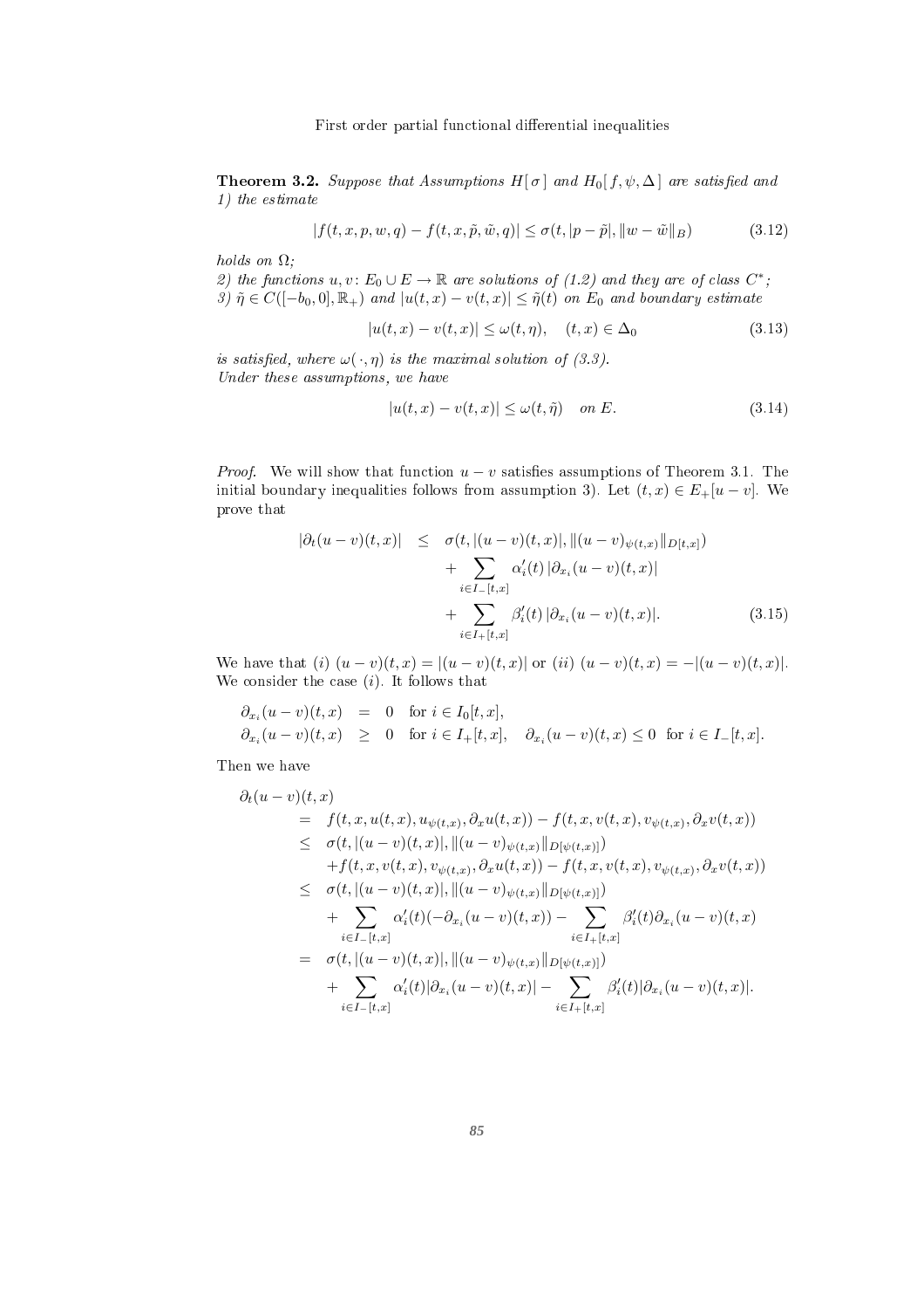**Theorem 3.2.** *Suppose that Assumptions $H[\sigma]$ and $H_0[f,\psi,\Delta]$ are satisfied and*
*1) the estimate*

$$|f(t,x,p,w,q) - f(t,x,\tilde{p},\tilde{w},q)| \leq \sigma(t,|p-\tilde{p}|,\|w-\tilde{w}\|_B) \tag{3.12}$$

*holds on $\Omega$;*
*2) the functions $u,v\colon E_0 \cup E \to \mathbb{R}$ are solutions of (1.2) and they are of class $C^*$;*
*3) $\tilde{\eta} \in C([-b_0,0],\mathbb{R}_+)$ and $|u(t,x)-v(t,x)| \leq \tilde{\eta}(t)$ on $E_0$ and boundary estimate*

$$|u(t,x)-v(t,x)| \leq \omega(t,\eta), \quad (t,x) \in \Delta_0 \tag{3.13}$$

*is satisfied, where $\omega(\,\cdot\,,\eta)$ is the maximal solution of (3.3).*
*Under these assumptions, we have*

$$|u(t,x)-v(t,x)| \leq \omega(t,\tilde{\eta}) \quad \text{on } E. \tag{3.14}$$

*Proof.* We will show that function $u-v$ satisfies assumptions of Theorem 3.1. The initial boundary inequalities follows from assumption 3). Let $(t,x) \in E_+[u-v]$. We prove that

$$\begin{aligned}
|\partial_t (u-v)(t,x)| \quad \leq \quad & \sigma(t,|(u-v)(t,x)|,\|(u-v)_{\psi(t,x)}\|_{D[t,x]}) \\
& + \sum_{i\in I_-[t,x]} \alpha_i'(t)\,|\partial_{x_i}(u-v)(t,x)| \\
& + \sum_{i\in I_+[t,x]} \beta_i'(t)\,|\partial_{x_i}(u-v)(t,x)|.
\end{aligned} \tag{3.15}$$

We have that $(i)$ $(u-v)(t,x) = |(u-v)(t,x)|$ or $(ii)$ $(u-v)(t,x) = -|(u-v)(t,x)|$. We consider the case $(i)$. It follows that

$$\begin{aligned}
\partial_{x_i}(u-v)(t,x) &= 0 \quad \text{for } i \in I_0[t,x], \\
\partial_{x_i}(u-v)(t,x) &\geq 0 \quad \text{for } i \in I_+[t,x], \quad \partial_{x_i}(u-v)(t,x) \leq 0 \ \text{ for } i \in I_-[t,x].
\end{aligned}$$

Then we have

$$\begin{aligned}
&\partial_t (u-v)(t,x) \\
&\qquad = \ f(t,x,u(t,x),u_{\psi(t,x)},\partial_x u(t,x)) - f(t,x,v(t,x),v_{\psi(t,x)},\partial_x v(t,x)) \\
&\qquad \leq \ \sigma(t,|(u-v)(t,x)|,\|(u-v)_{\psi(t,x)}\|_{D[\psi(t,x)]}) \\
&\qquad\qquad + f(t,x,v(t,x),v_{\psi(t,x)},\partial_x u(t,x)) - f(t,x,v(t,x),v_{\psi(t,x)},\partial_x v(t,x)) \\
&\qquad \leq \ \sigma(t,|(u-v)(t,x)|,\|(u-v)_{\psi(t,x)}\|_{D[\psi(t,x)]}) \\
&\qquad\qquad + \sum_{i\in I_-[t,x]} \alpha_i'(t)(-\partial_{x_i}(u-v)(t,x)) - \sum_{i\in I_+[t,x]} \beta_i'(t)\partial_{x_i}(u-v)(t,x) \\
&\qquad = \ \sigma(t,|(u-v)(t,x)|,\|(u-v)_{\psi(t,x)}\|_{D[\psi(t,x)]}) \\
&\qquad\qquad + \sum_{i\in I_-[t,x]} \alpha_i'(t)|\partial_{x_i}(u-v)(t,x)| - \sum_{i\in I_+[t,x]} \beta_i'(t)|\partial_{x_i}(u-v)(t,x)|.
\end{aligned}$$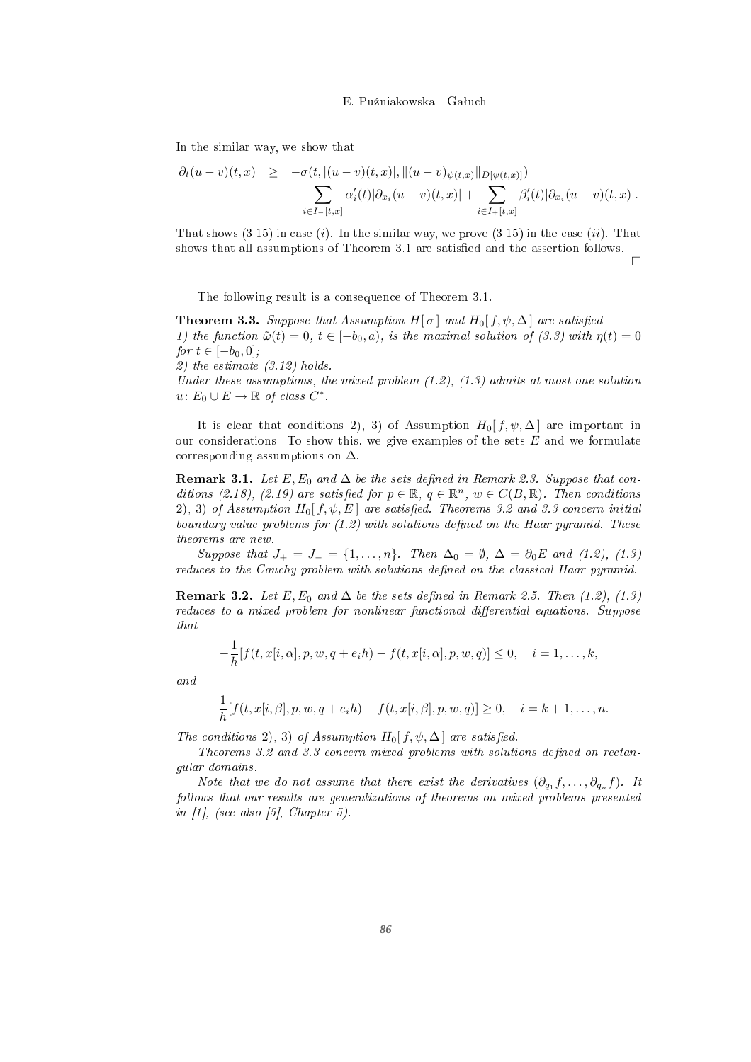In the similar way, we show that

$$\partial_t(u-v)(t,x) \geq -\sigma(t,|(u-v)(t,x)|,\|(u-v)_{\psi(t,x)}\|_{D[\psi(t,x)]}) - \sum_{i\in I_-[t,x]} \alpha_i'(t)|\partial_{x_i}(u-v)(t,x)| + \sum_{i\in I_+[t,x]} \beta_i'(t)|\partial_{x_i}(u-v)(t,x)|.$$

That shows (3.15) in case $(i)$. In the similar way, we prove (3.15) in the case $(ii)$. That shows that all assumptions of Theorem 3.1 are satisfied and the assertion follows. □

The following result is a consequence of Theorem 3.1.

**Theorem 3.3.** *Suppose that Assumption $H[\sigma]$ and $H_0[f,\psi,\Delta]$ are satisfied*
*1) the function $\tilde{\omega}(t)=0$, $t\in[-b_0,a)$, is the maximal solution of (3.3) with $\eta(t)=0$ for $t\in[-b_0,0]$;*
*2) the estimate (3.12) holds.*
*Under these assumptions, the mixed problem (1.2), (1.3) admits at most one solution $u\colon E_0\cup E\to\mathbb{R}$ of class $C^*$.*

It is clear that conditions 2), 3) of Assumption $H_0[f,\psi,\Delta]$ are important in our considerations. To show this, we give examples of the sets $E$ and we formulate corresponding assumptions on $\Delta$.

**Remark 3.1.** *Let $E, E_0$ and $\Delta$ be the sets defined in Remark 2.3. Suppose that conditions (2.18), (2.19) are satisfied for $p\in\mathbb{R}$, $q\in\mathbb{R}^n$, $w\in C(B,\mathbb{R})$. Then conditions 2), 3) of Assumption $H_0[f,\psi,E]$ are satisfied. Theorems 3.2 and 3.3 concern initial boundary value problems for (1.2) with solutions defined on the Haar pyramid. These theorems are new.*

*Suppose that $J_+=J_-=\{1,\ldots,n\}$. Then $\Delta_0=\emptyset$, $\Delta=\partial_0 E$ and (1.2), (1.3) reduces to the Cauchy problem with solutions defined on the classical Haar pyramid.*

**Remark 3.2.** *Let $E, E_0$ and $\Delta$ be the sets defined in Remark 2.5. Then (1.2), (1.3) reduces to a mixed problem for nonlinear functional differential equations. Suppose that*

$$-\frac{1}{h}[f(t,x[i,\alpha],p,w,q+e_ih)-f(t,x[i,\alpha],p,w,q)]\leq 0, \quad i=1,\ldots,k,$$

*and*

$$-\frac{1}{h}[f(t,x[i,\beta],p,w,q+e_ih)-f(t,x[i,\beta],p,w,q)]\geq 0, \quad i=k+1,\ldots,n.$$

*The conditions 2), 3) of Assumption $H_0[f,\psi,\Delta]$ are satisfied.*

*Theorems 3.2 and 3.3 concern mixed problems with solutions defined on rectangular domains.*

*Note that we do not assume that there exist the derivatives $(\partial_{q_1}f,\ldots,\partial_{q_n}f)$. It follows that our results are generalizations of theorems on mixed problems presented in [1], (see also [5], Chapter 5).*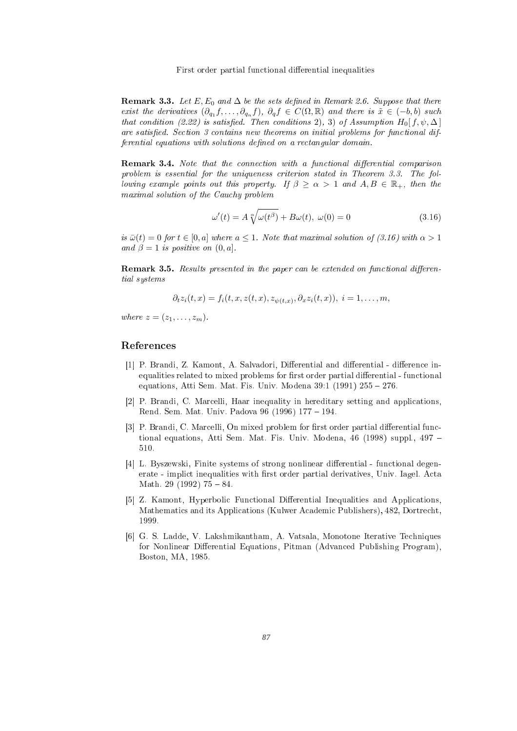**Remark 3.3.** *Let $E, E_0$ and $\Delta$ be the sets defined in Remark 2.6. Suppose that there exist the derivatives $(\partial_{q_1} f, \ldots, \partial_{q_n} f)$, $\partial_q f \in C(\Omega, \mathbb{R})$ and there is $\tilde{x} \in (-b, b)$ such that condition (2.22) is satisfied. Then conditions 2), 3) of Assumption $H_0[f, \psi, \Delta]$ are satisfied. Section 3 contains new theorems on initial problems for functional differential equations with solutions defined on a rectangular domain.*

**Remark 3.4.** *Note that the connection with a functional differential comparison problem is essential for the uniqueness criterion stated in Theorem 3.3. The following example points out this property. If $\beta \geq \alpha > 1$ and $A, B \in \mathbb{R}_+$, then the maximal solution of the Cauchy problem*

$$\omega'(t) = A \sqrt[\alpha]{\omega(t^\beta)} + B\omega(t), \ \omega(0) = 0 \tag{3.16}$$

*is $\bar{\omega}(t) = 0$ for $t \in [0, a]$ where $a \leq 1$. Note that maximal solution of (3.16) with $\alpha > 1$ and $\beta = 1$ is positive on $(0, a]$.*

**Remark 3.5.** *Results presented in the paper can be extended on functional differential systems*

$$\partial_t z_i(t, x) = f_i(t, x, z(t, x), z_{\psi(t,x)}, \partial_x z_i(t, x)), \ i = 1, \ldots, m,$$

*where $z = (z_1, \ldots, z_m)$.*

## References

[1] P. Brandi, Z. Kamont, A. Salvadori, Differential and differential - difference inequalities related to mixed problems for first order partial differential - functional equations, Atti Sem. Mat. Fis. Univ. Modena 39:1 (1991) 255 – 276.

[2] P. Brandi, C. Marcelli, Haar inequality in hereditary setting and applications, Rend. Sem. Mat. Univ. Padova 96 (1996) 177 – 194.

[3] P. Brandi, C. Marcelli, On mixed problem for first order partial differential functional equations, Atti Sem. Mat. Fis. Univ. Modena, 46 (1998) suppl., 497 – 510.

[4] L. Byszewski, Finite systems of strong nonlinear differential - functional degenerate - implict inequalities with first order partial derivatives, Univ. Iagel. Acta Math. 29 (1992) 75 – 84.

[5] Z. Kamont, Hyperbolic Functional Differential Inequalities and Applications, Mathematics and its Applications (Kulwer Academic Publishers), 482, Dortrecht, 1999.

[6] G. S. Ladde, V. Lakshmikantham, A. Vatsala, Monotone Iterative Techniques for Nonlinear Differential Equations, Pitman (Advanced Publishing Program), Boston, MA, 1985.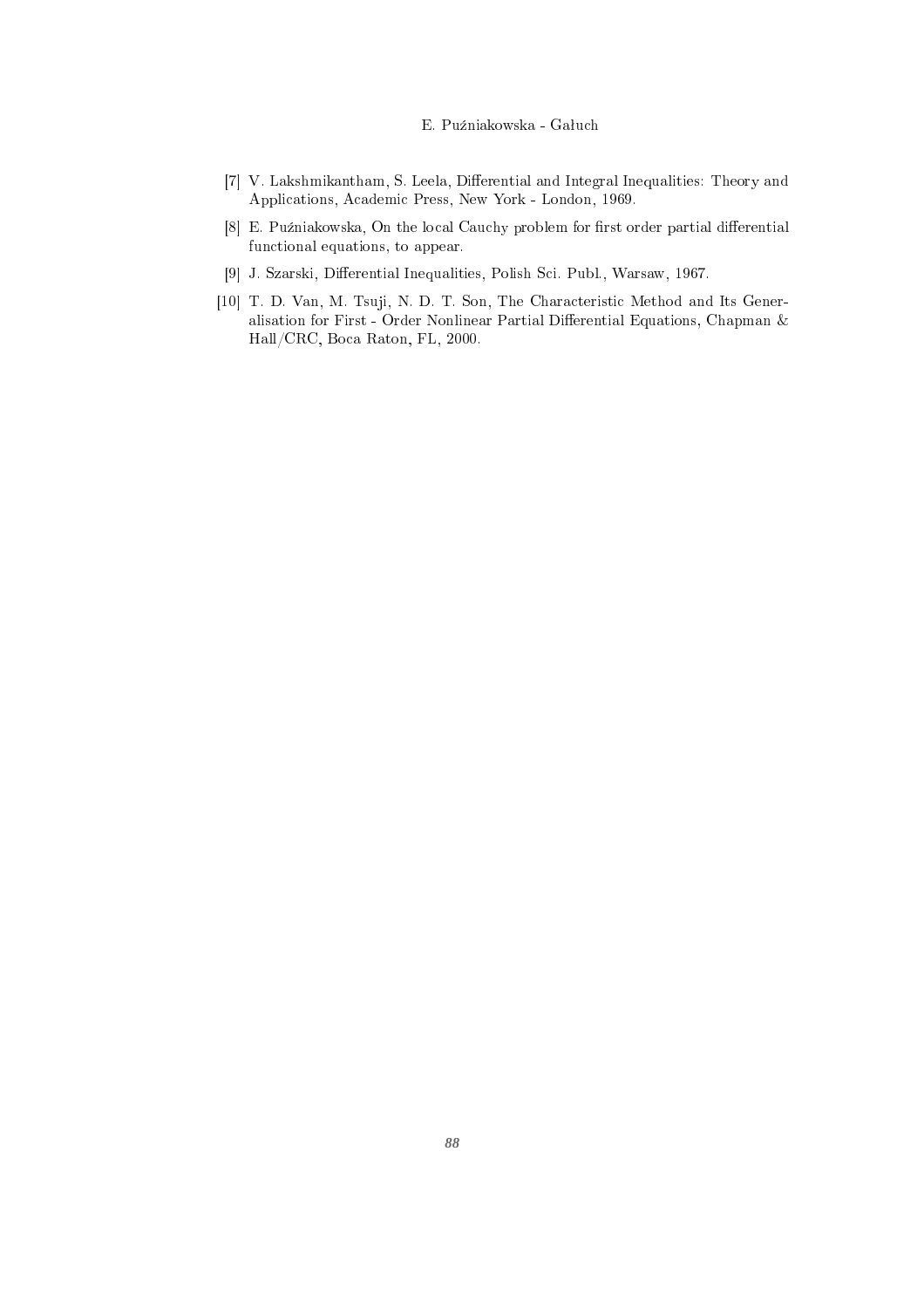[7] V. Lakshmikantham, S. Leela, Differential and Integral Inequalities: Theory and Applications, Academic Press, New York - London, 1969.

[8] E. Puźniakowska, On the local Cauchy problem for first order partial differential functional equations, to appear.

[9] J. Szarski, Differential Inequalities, Polish Sci. Publ., Warsaw, 1967.

[10] T. D. Van, M. Tsuji, N. D. T. Son, The Characteristic Method and Its Generalisation for First - Order Nonlinear Partial Differential Equations, Chapman & Hall/CRC, Boca Raton, FL, 2000.